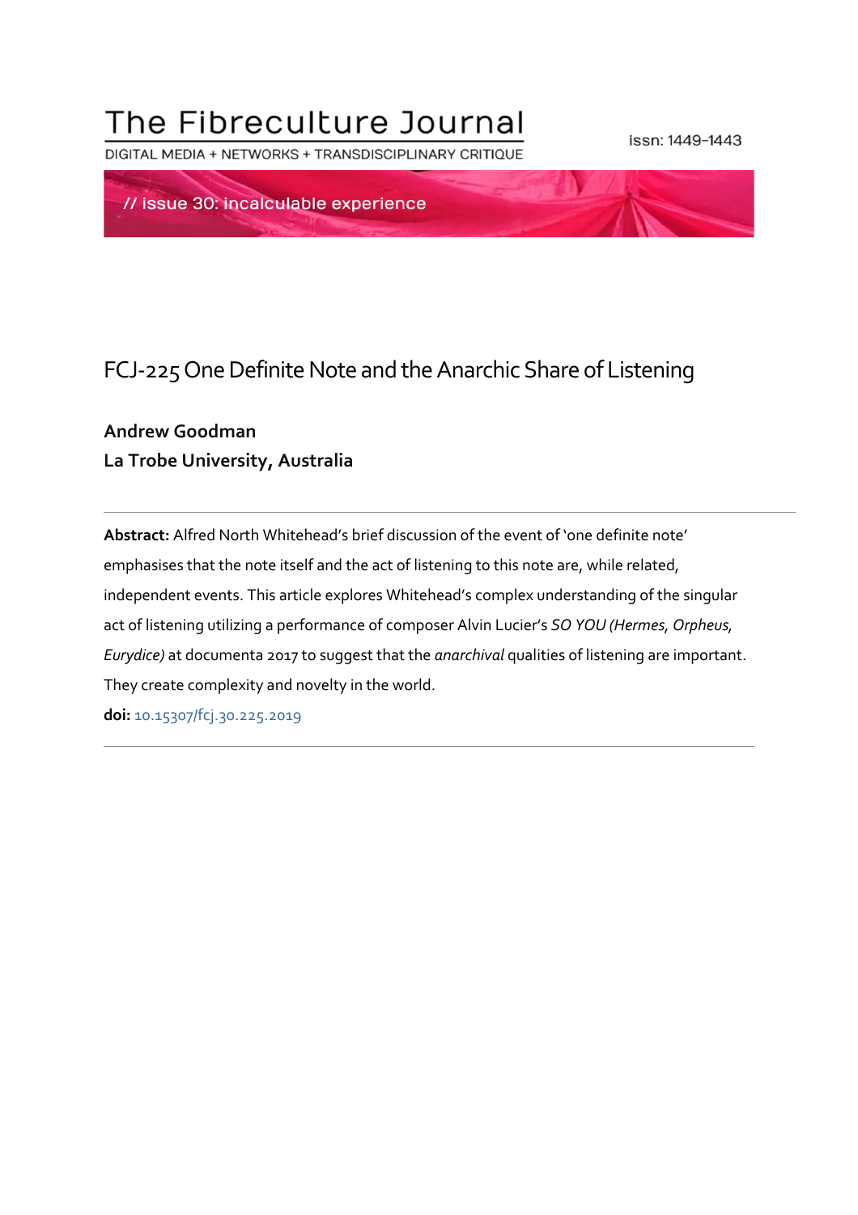# The Fibreculture Journal

DIGITAL MEDIA + NETWORKS + TRANSDISCIPLINARY CRITIQUE

issn: 1449-1443

// issue 30: incalculable experience

## FCJ-225 One Definite Note and the Anarchic Share of Listening

**Andrew Goodman**
**La Trobe University, Australia**

---

**Abstract:** Alfred North Whitehead's brief discussion of the event of 'one definite note' emphasises that the note itself and the act of listening to this note are, while related, independent events. This article explores Whitehead's complex understanding of the singular act of listening utilizing a performance of composer Alvin Lucier's *SO YOU (Hermes, Orpheus, Eurydice)* at documenta 2017 to suggest that the *anarchival* qualities of listening are important. They create complexity and novelty in the world.

**doi:** 10.15307/fcj.30.225.2019

---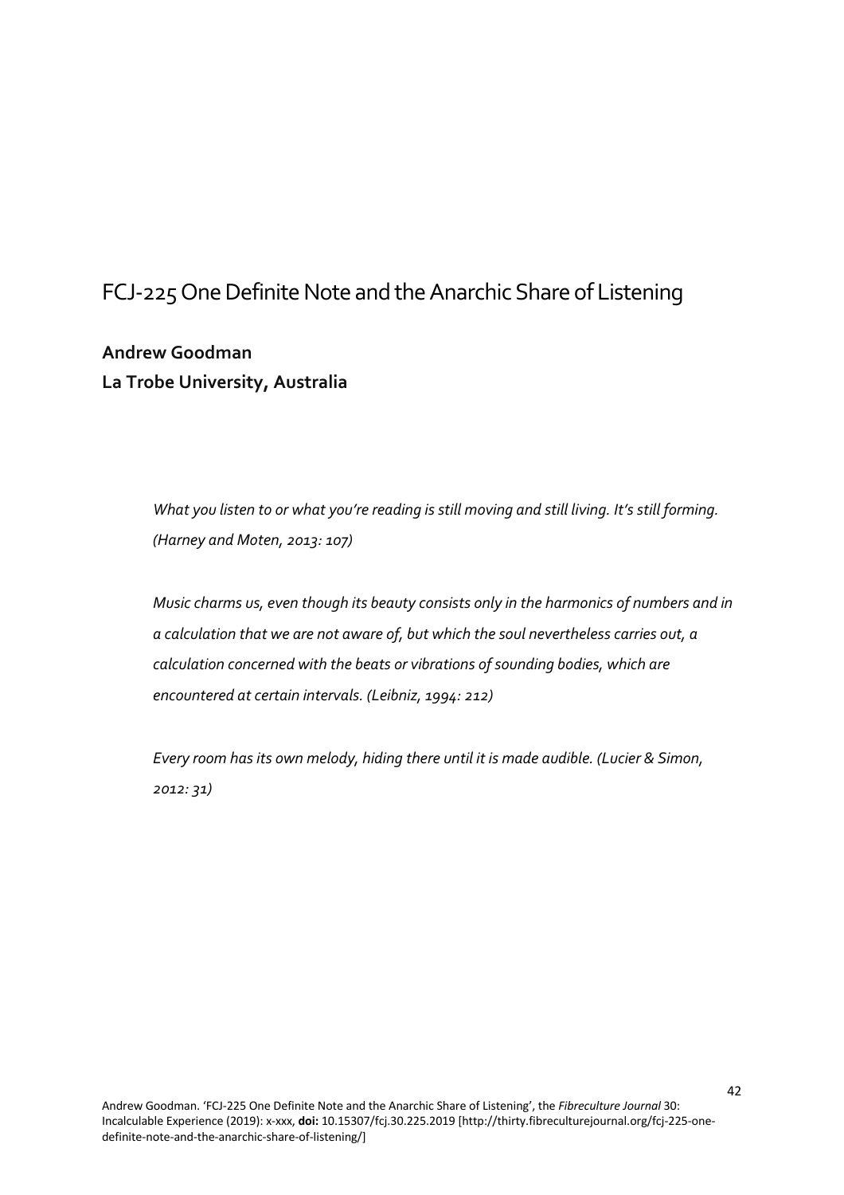# FCJ-225 One Definite Note and the Anarchic Share of Listening

**Andrew Goodman**
**La Trobe University, Australia**

> *What you listen to or what you're reading is still moving and still living. It's still forming. (Harney and Moten, 2013: 107)*

> *Music charms us, even though its beauty consists only in the harmonics of numbers and in a calculation that we are not aware of, but which the soul nevertheless carries out, a calculation concerned with the beats or vibrations of sounding bodies, which are encountered at certain intervals. (Leibniz, 1994: 212)*

> *Every room has its own melody, hiding there until it is made audible. (Lucier & Simon, 2012: 31)*

Andrew Goodman. 'FCJ-225 One Definite Note and the Anarchic Share of Listening', the *Fibreculture Journal* 30: Incalculable Experience (2019): x-xxx, **doi:** 10.15307/fcj.30.225.2019 [http://thirty.fibreculturejournal.org/fcj-225-one-definite-note-and-the-anarchic-share-of-listening/]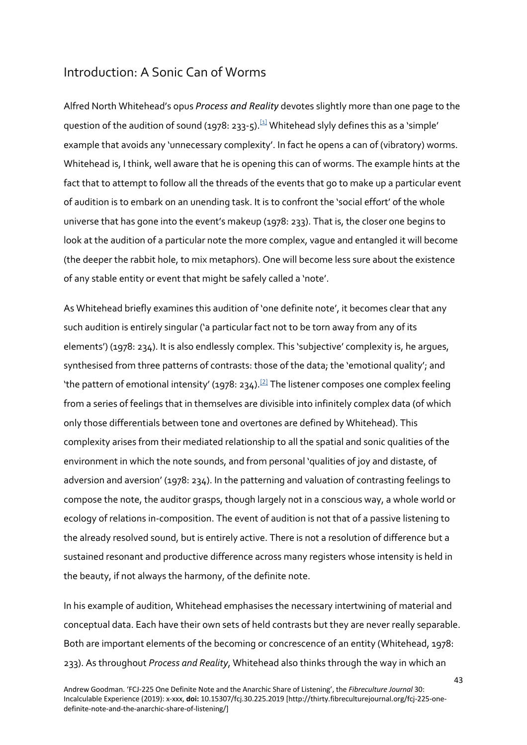## Introduction: A Sonic Can of Worms

Alfred North Whitehead's opus *Process and Reality* devotes slightly more than one page to the question of the audition of sound (1978: 233-5).[1] Whitehead slyly defines this as a 'simple' example that avoids any 'unnecessary complexity'. In fact he opens a can of (vibratory) worms. Whitehead is, I think, well aware that he is opening this can of worms. The example hints at the fact that to attempt to follow all the threads of the events that go to make up a particular event of audition is to embark on an unending task. It is to confront the 'social effort' of the whole universe that has gone into the event's makeup (1978: 233). That is, the closer one begins to look at the audition of a particular note the more complex, vague and entangled it will become (the deeper the rabbit hole, to mix metaphors). One will become less sure about the existence of any stable entity or event that might be safely called a 'note'.

As Whitehead briefly examines this audition of 'one definite note', it becomes clear that any such audition is entirely singular ('a particular fact not to be torn away from any of its elements') (1978: 234). It is also endlessly complex. This 'subjective' complexity is, he argues, synthesised from three patterns of contrasts: those of the data; the 'emotional quality'; and 'the pattern of emotional intensity' (1978: 234).[2] The listener composes one complex feeling from a series of feelings that in themselves are divisible into infinitely complex data (of which only those differentials between tone and overtones are defined by Whitehead). This complexity arises from their mediated relationship to all the spatial and sonic qualities of the environment in which the note sounds, and from personal 'qualities of joy and distaste, of adversion and aversion' (1978: 234). In the patterning and valuation of contrasting feelings to compose the note, the auditor grasps, though largely not in a conscious way, a whole world or ecology of relations in-composition. The event of audition is not that of a passive listening to the already resolved sound, but is entirely active. There is not a resolution of difference but a sustained resonant and productive difference across many registers whose intensity is held in the beauty, if not always the harmony, of the definite note.

In his example of audition, Whitehead emphasises the necessary intertwining of material and conceptual data. Each have their own sets of held contrasts but they are never really separable. Both are important elements of the becoming or concrescence of an entity (Whitehead, 1978: 233). As throughout *Process and Reality*, Whitehead also thinks through the way in which an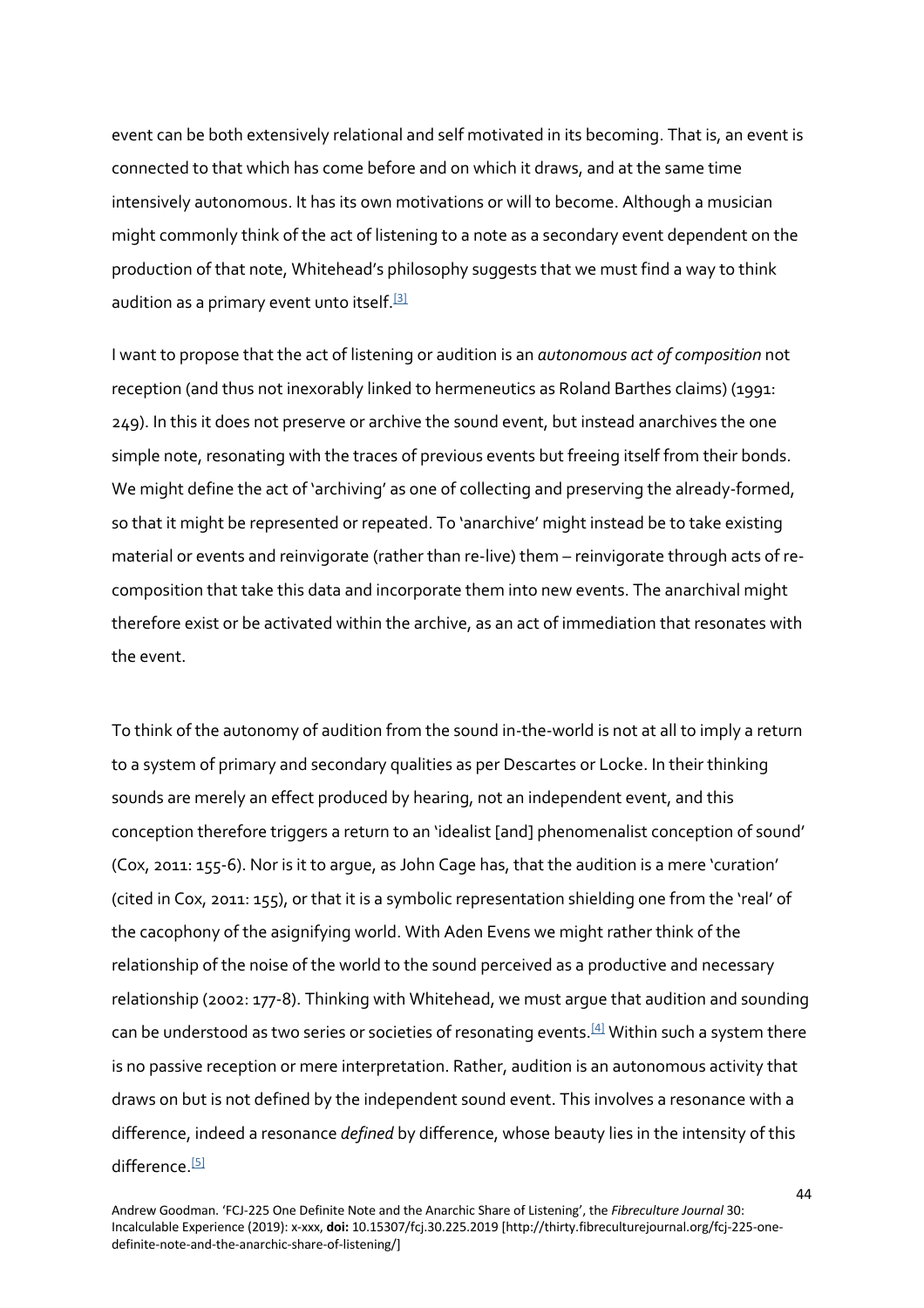event can be both extensively relational and self motivated in its becoming. That is, an event is connected to that which has come before and on which it draws, and at the same time intensively autonomous. It has its own motivations or will to become. Although a musician might commonly think of the act of listening to a note as a secondary event dependent on the production of that note, Whitehead's philosophy suggests that we must find a way to think audition as a primary event unto itself.[3]

I want to propose that the act of listening or audition is an *autonomous act of composition* not reception (and thus not inexorably linked to hermeneutics as Roland Barthes claims) (1991: 249). In this it does not preserve or archive the sound event, but instead anarchives the one simple note, resonating with the traces of previous events but freeing itself from their bonds. We might define the act of 'archiving' as one of collecting and preserving the already-formed, so that it might be represented or repeated. To 'anarchive' might instead be to take existing material or events and reinvigorate (rather than re-live) them – reinvigorate through acts of re-composition that take this data and incorporate them into new events. The anarchival might therefore exist or be activated within the archive, as an act of immediation that resonates with the event.

To think of the autonomy of audition from the sound in-the-world is not at all to imply a return to a system of primary and secondary qualities as per Descartes or Locke. In their thinking sounds are merely an effect produced by hearing, not an independent event, and this conception therefore triggers a return to an 'idealist [and] phenomenalist conception of sound' (Cox, 2011: 155-6). Nor is it to argue, as John Cage has, that the audition is a mere 'curation' (cited in Cox, 2011: 155), or that it is a symbolic representation shielding one from the 'real' of the cacophony of the asignifying world. With Aden Evens we might rather think of the relationship of the noise of the world to the sound perceived as a productive and necessary relationship (2002: 177-8). Thinking with Whitehead, we must argue that audition and sounding can be understood as two series or societies of resonating events.[4] Within such a system there is no passive reception or mere interpretation. Rather, audition is an autonomous activity that draws on but is not defined by the independent sound event. This involves a resonance with a difference, indeed a resonance *defined* by difference, whose beauty lies in the intensity of this difference.[5]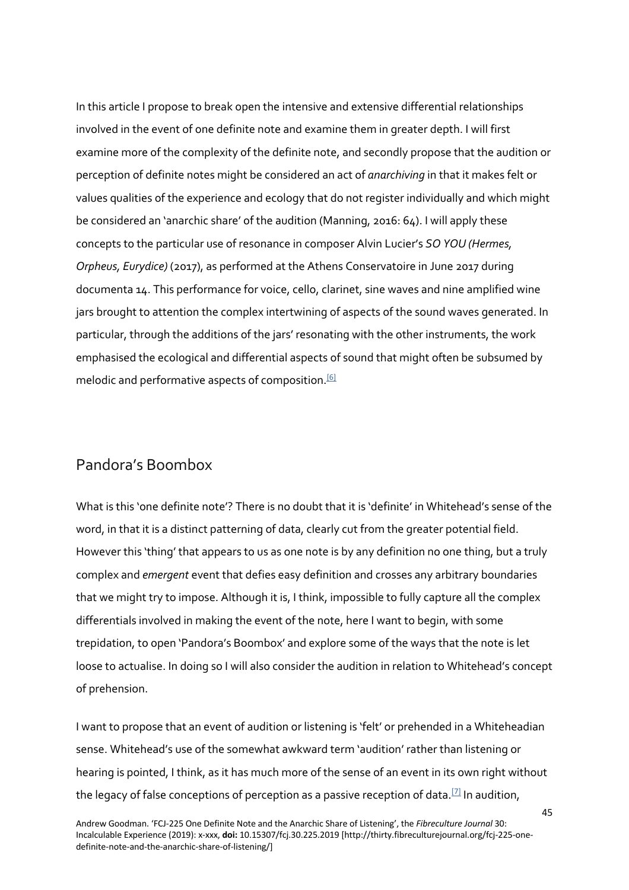In this article I propose to break open the intensive and extensive differential relationships involved in the event of one definite note and examine them in greater depth. I will first examine more of the complexity of the definite note, and secondly propose that the audition or perception of definite notes might be considered an act of *anarchiving* in that it makes felt or values qualities of the experience and ecology that do not register individually and which might be considered an 'anarchic share' of the audition (Manning, 2016: 64). I will apply these concepts to the particular use of resonance in composer Alvin Lucier's *SO YOU (Hermes, Orpheus, Eurydice)* (2017), as performed at the Athens Conservatoire in June 2017 during documenta 14. This performance for voice, cello, clarinet, sine waves and nine amplified wine jars brought to attention the complex intertwining of aspects of the sound waves generated. In particular, through the additions of the jars' resonating with the other instruments, the work emphasised the ecological and differential aspects of sound that might often be subsumed by melodic and performative aspects of composition.[6]

## Pandora's Boombox

What is this 'one definite note'? There is no doubt that it is 'definite' in Whitehead's sense of the word, in that it is a distinct patterning of data, clearly cut from the greater potential field. However this 'thing' that appears to us as one note is by any definition no one thing, but a truly complex and *emergent* event that defies easy definition and crosses any arbitrary boundaries that we might try to impose. Although it is, I think, impossible to fully capture all the complex differentials involved in making the event of the note, here I want to begin, with some trepidation, to open 'Pandora's Boombox' and explore some of the ways that the note is let loose to actualise. In doing so I will also consider the audition in relation to Whitehead's concept of prehension.

I want to propose that an event of audition or listening is 'felt' or prehended in a Whiteheadian sense. Whitehead's use of the somewhat awkward term 'audition' rather than listening or hearing is pointed, I think, as it has much more of the sense of an event in its own right without the legacy of false conceptions of perception as a passive reception of data.[7] In audition,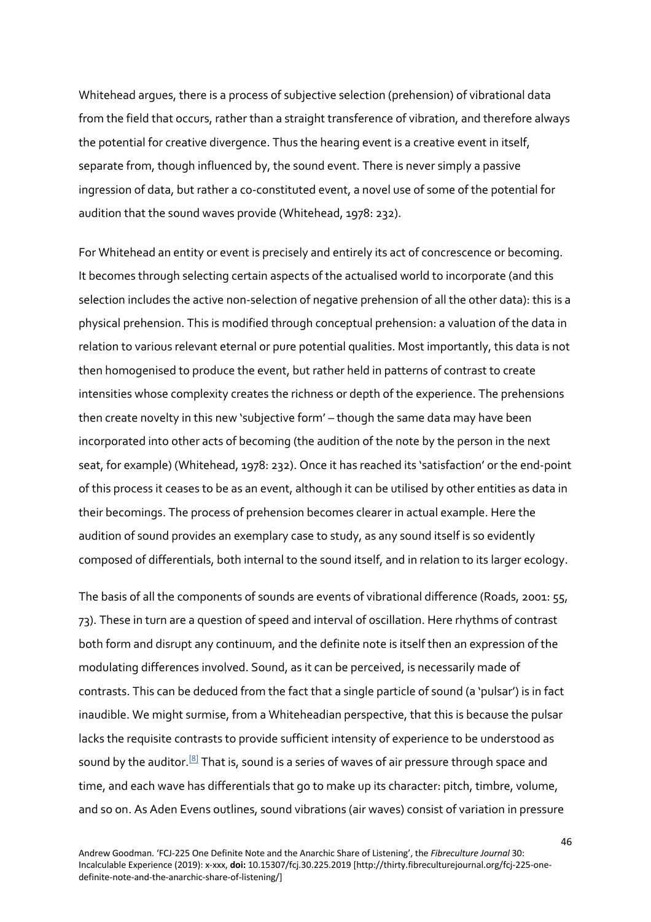Whitehead argues, there is a process of subjective selection (prehension) of vibrational data from the field that occurs, rather than a straight transference of vibration, and therefore always the potential for creative divergence. Thus the hearing event is a creative event in itself, separate from, though influenced by, the sound event. There is never simply a passive ingression of data, but rather a co-constituted event, a novel use of some of the potential for audition that the sound waves provide (Whitehead, 1978: 232).

For Whitehead an entity or event is precisely and entirely its act of concrescence or becoming. It becomes through selecting certain aspects of the actualised world to incorporate (and this selection includes the active non-selection of negative prehension of all the other data): this is a physical prehension. This is modified through conceptual prehension: a valuation of the data in relation to various relevant eternal or pure potential qualities. Most importantly, this data is not then homogenised to produce the event, but rather held in patterns of contrast to create intensities whose complexity creates the richness or depth of the experience. The prehensions then create novelty in this new 'subjective form' – though the same data may have been incorporated into other acts of becoming (the audition of the note by the person in the next seat, for example) (Whitehead, 1978: 232). Once it has reached its 'satisfaction' or the end-point of this process it ceases to be as an event, although it can be utilised by other entities as data in their becomings. The process of prehension becomes clearer in actual example. Here the audition of sound provides an exemplary case to study, as any sound itself is so evidently composed of differentials, both internal to the sound itself, and in relation to its larger ecology.

The basis of all the components of sounds are events of vibrational difference (Roads, 2001: 55, 73). These in turn are a question of speed and interval of oscillation. Here rhythms of contrast both form and disrupt any continuum, and the definite note is itself then an expression of the modulating differences involved. Sound, as it can be perceived, is necessarily made of contrasts. This can be deduced from the fact that a single particle of sound (a 'pulsar') is in fact inaudible. We might surmise, from a Whiteheadian perspective, that this is because the pulsar lacks the requisite contrasts to provide sufficient intensity of experience to be understood as sound by the auditor.[8] That is, sound is a series of waves of air pressure through space and time, and each wave has differentials that go to make up its character: pitch, timbre, volume, and so on. As Aden Evens outlines, sound vibrations (air waves) consist of variation in pressure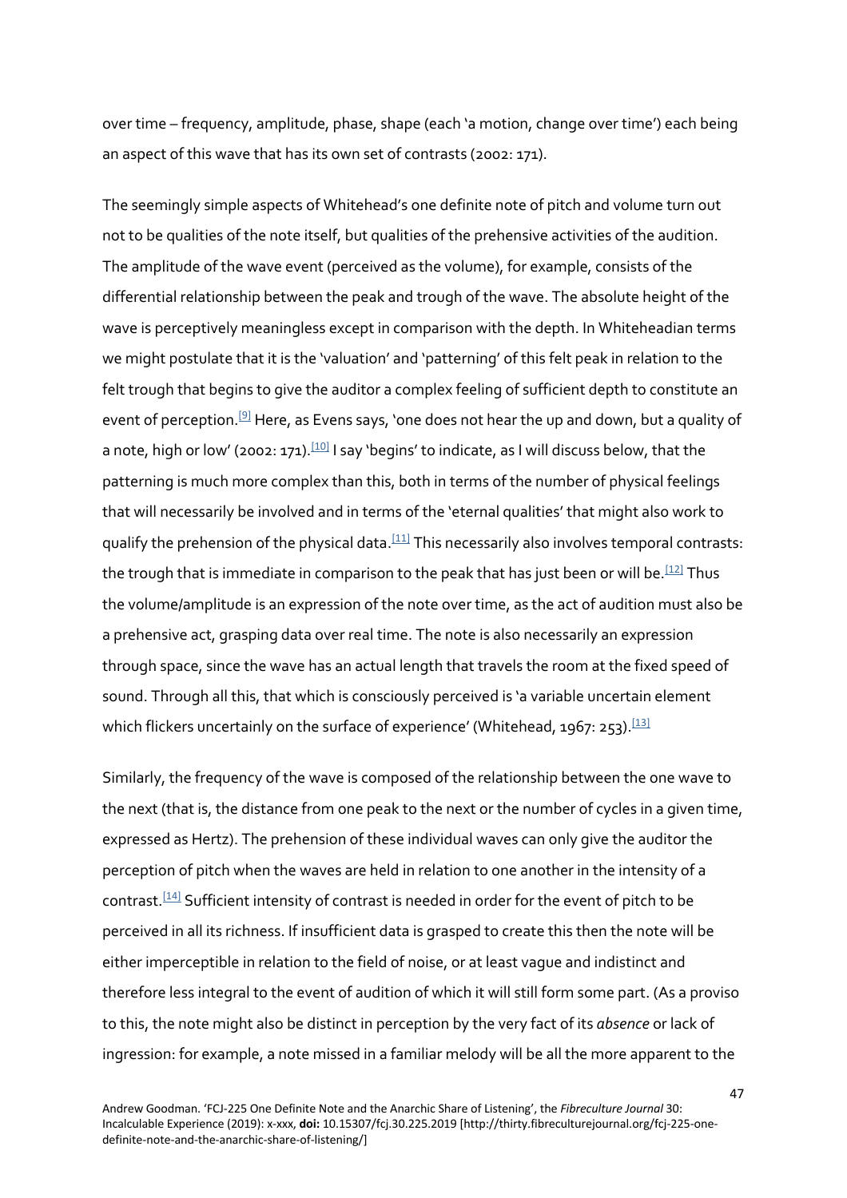over time – frequency, amplitude, phase, shape (each 'a motion, change over time') each being an aspect of this wave that has its own set of contrasts (2002: 171).

The seemingly simple aspects of Whitehead's one definite note of pitch and volume turn out not to be qualities of the note itself, but qualities of the prehensive activities of the audition. The amplitude of the wave event (perceived as the volume), for example, consists of the differential relationship between the peak and trough of the wave. The absolute height of the wave is perceptively meaningless except in comparison with the depth. In Whiteheadian terms we might postulate that it is the 'valuation' and 'patterning' of this felt peak in relation to the felt trough that begins to give the auditor a complex feeling of sufficient depth to constitute an event of perception.[9] Here, as Evens says, 'one does not hear the up and down, but a quality of a note, high or low' (2002: 171).[10] I say 'begins' to indicate, as I will discuss below, that the patterning is much more complex than this, both in terms of the number of physical feelings that will necessarily be involved and in terms of the 'eternal qualities' that might also work to qualify the prehension of the physical data.[11] This necessarily also involves temporal contrasts: the trough that is immediate in comparison to the peak that has just been or will be.[12] Thus the volume/amplitude is an expression of the note over time, as the act of audition must also be a prehensive act, grasping data over real time. The note is also necessarily an expression through space, since the wave has an actual length that travels the room at the fixed speed of sound. Through all this, that which is consciously perceived is 'a variable uncertain element which flickers uncertainly on the surface of experience' (Whitehead, 1967: 253).[13]

Similarly, the frequency of the wave is composed of the relationship between the one wave to the next (that is, the distance from one peak to the next or the number of cycles in a given time, expressed as Hertz). The prehension of these individual waves can only give the auditor the perception of pitch when the waves are held in relation to one another in the intensity of a contrast.[14] Sufficient intensity of contrast is needed in order for the event of pitch to be perceived in all its richness. If insufficient data is grasped to create this then the note will be either imperceptible in relation to the field of noise, or at least vague and indistinct and therefore less integral to the event of audition of which it will still form some part. (As a proviso to this, the note might also be distinct in perception by the very fact of its *absence* or lack of ingression: for example, a note missed in a familiar melody will be all the more apparent to the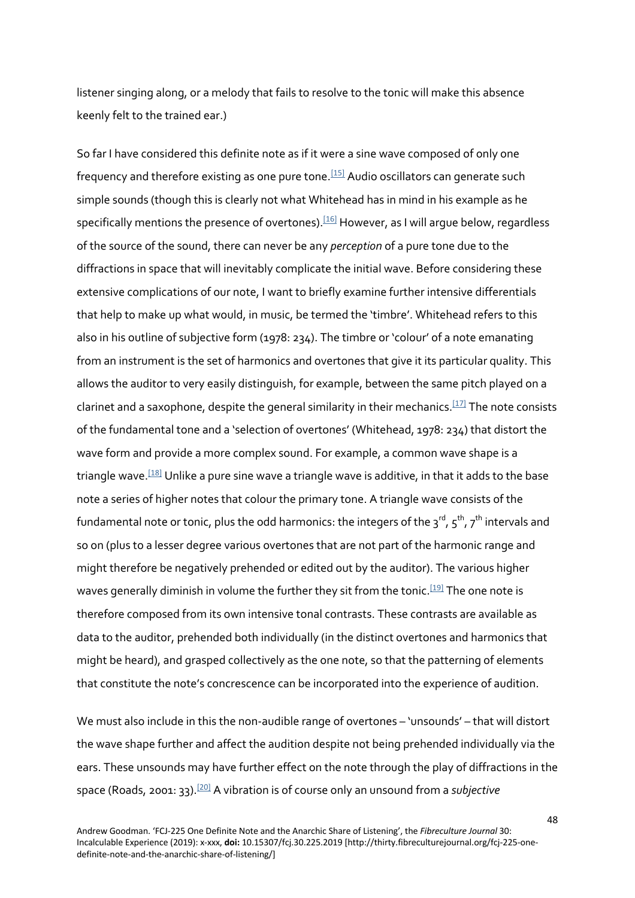listener singing along, or a melody that fails to resolve to the tonic will make this absence keenly felt to the trained ear.)

So far I have considered this definite note as if it were a sine wave composed of only one frequency and therefore existing as one pure tone.[15] Audio oscillators can generate such simple sounds (though this is clearly not what Whitehead has in mind in his example as he specifically mentions the presence of overtones).[16] However, as I will argue below, regardless of the source of the sound, there can never be any *perception* of a pure tone due to the diffractions in space that will inevitably complicate the initial wave. Before considering these extensive complications of our note, I want to briefly examine further intensive differentials that help to make up what would, in music, be termed the 'timbre'. Whitehead refers to this also in his outline of subjective form (1978: 234). The timbre or 'colour' of a note emanating from an instrument is the set of harmonics and overtones that give it its particular quality. This allows the auditor to very easily distinguish, for example, between the same pitch played on a clarinet and a saxophone, despite the general similarity in their mechanics.[17] The note consists of the fundamental tone and a 'selection of overtones' (Whitehead, 1978: 234) that distort the wave form and provide a more complex sound. For example, a common wave shape is a triangle wave.[18] Unlike a pure sine wave a triangle wave is additive, in that it adds to the base note a series of higher notes that colour the primary tone. A triangle wave consists of the fundamental note or tonic, plus the odd harmonics: the integers of the 3rd, 5th, 7th intervals and so on (plus to a lesser degree various overtones that are not part of the harmonic range and might therefore be negatively prehended or edited out by the auditor). The various higher waves generally diminish in volume the further they sit from the tonic.[19] The one note is therefore composed from its own intensive tonal contrasts. These contrasts are available as data to the auditor, prehended both individually (in the distinct overtones and harmonics that might be heard), and grasped collectively as the one note, so that the patterning of elements that constitute the note's concrescence can be incorporated into the experience of audition.

We must also include in this the non-audible range of overtones – 'unsounds' – that will distort the wave shape further and affect the audition despite not being prehended individually via the ears. These unsounds may have further effect on the note through the play of diffractions in the space (Roads, 2001: 33).[20] A vibration is of course only an unsound from a *subjective*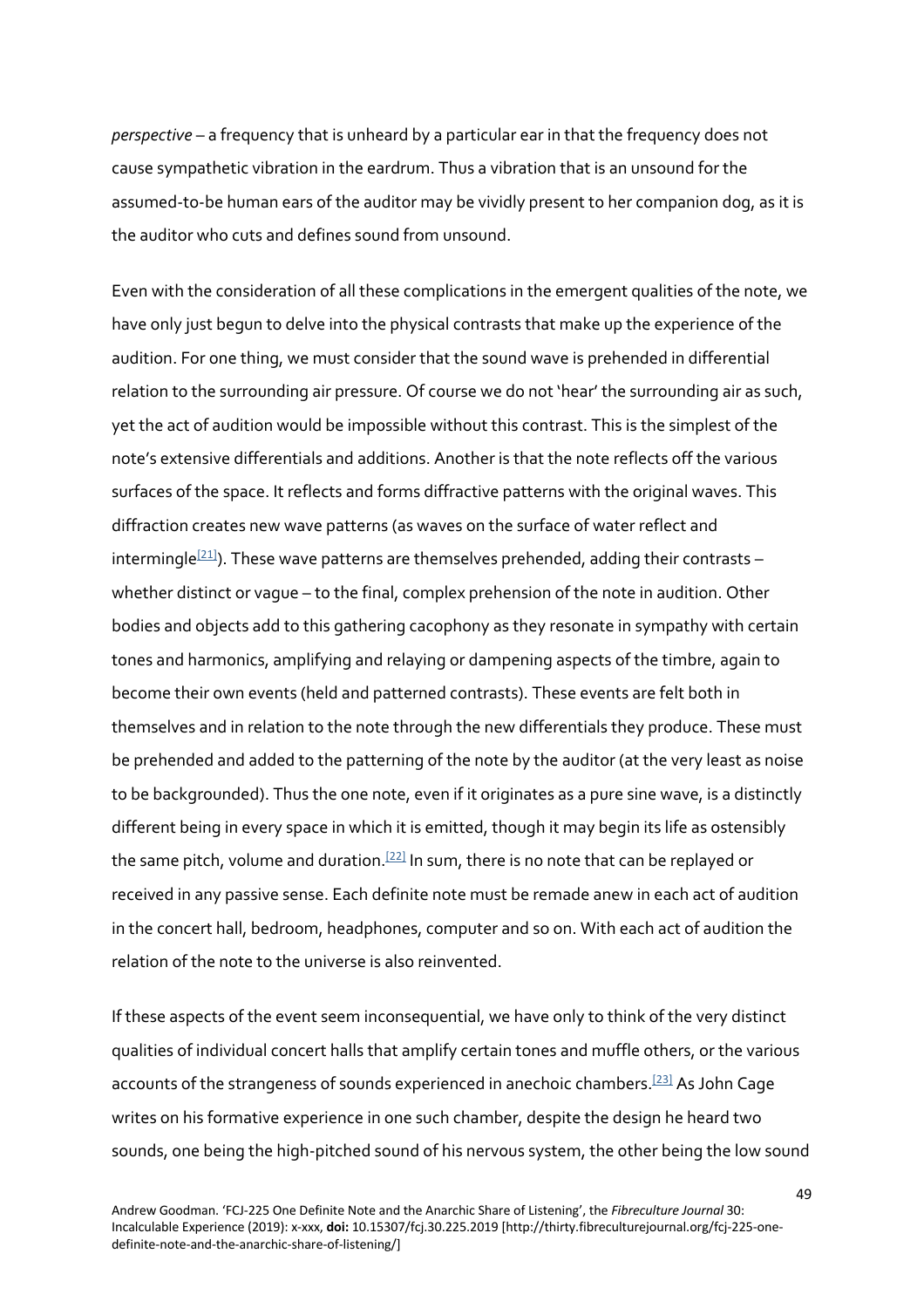*perspective* – a frequency that is unheard by a particular ear in that the frequency does not cause sympathetic vibration in the eardrum. Thus a vibration that is an unsound for the assumed-to-be human ears of the auditor may be vividly present to her companion dog, as it is the auditor who cuts and defines sound from unsound.

Even with the consideration of all these complications in the emergent qualities of the note, we have only just begun to delve into the physical contrasts that make up the experience of the audition. For one thing, we must consider that the sound wave is prehended in differential relation to the surrounding air pressure. Of course we do not 'hear' the surrounding air as such, yet the act of audition would be impossible without this contrast. This is the simplest of the note's extensive differentials and additions. Another is that the note reflects off the various surfaces of the space. It reflects and forms diffractive patterns with the original waves. This diffraction creates new wave patterns (as waves on the surface of water reflect and intermingle[21]). These wave patterns are themselves prehended, adding their contrasts – whether distinct or vague – to the final, complex prehension of the note in audition. Other bodies and objects add to this gathering cacophony as they resonate in sympathy with certain tones and harmonics, amplifying and relaying or dampening aspects of the timbre, again to become their own events (held and patterned contrasts). These events are felt both in themselves and in relation to the note through the new differentials they produce. These must be prehended and added to the patterning of the note by the auditor (at the very least as noise to be backgrounded). Thus the one note, even if it originates as a pure sine wave, is a distinctly different being in every space in which it is emitted, though it may begin its life as ostensibly the same pitch, volume and duration.[22] In sum, there is no note that can be replayed or received in any passive sense. Each definite note must be remade anew in each act of audition in the concert hall, bedroom, headphones, computer and so on. With each act of audition the relation of the note to the universe is also reinvented.

If these aspects of the event seem inconsequential, we have only to think of the very distinct qualities of individual concert halls that amplify certain tones and muffle others, or the various accounts of the strangeness of sounds experienced in anechoic chambers.[23] As John Cage writes on his formative experience in one such chamber, despite the design he heard two sounds, one being the high-pitched sound of his nervous system, the other being the low sound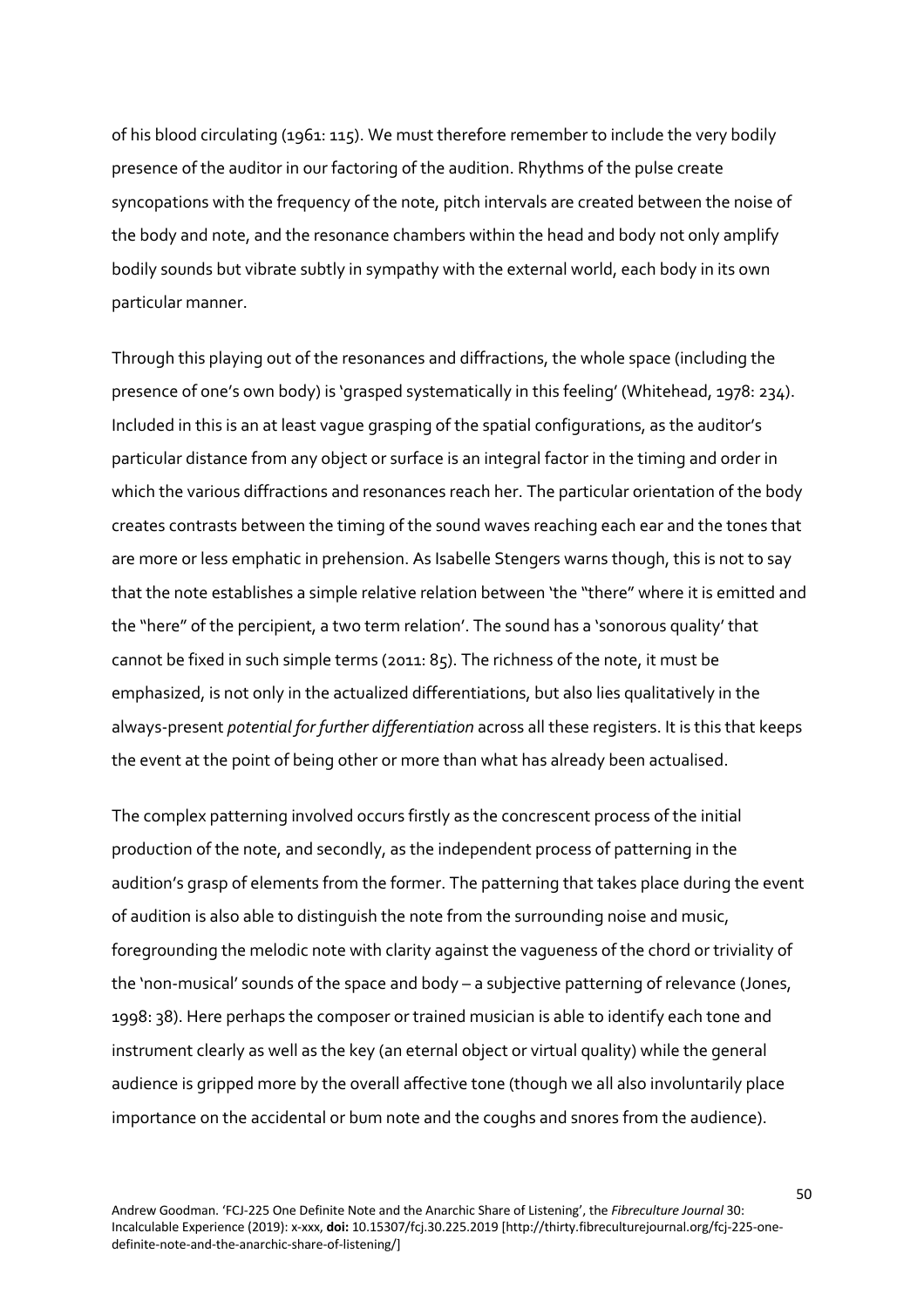of his blood circulating (1961: 115). We must therefore remember to include the very bodily presence of the auditor in our factoring of the audition. Rhythms of the pulse create syncopations with the frequency of the note, pitch intervals are created between the noise of the body and note, and the resonance chambers within the head and body not only amplify bodily sounds but vibrate subtly in sympathy with the external world, each body in its own particular manner.

Through this playing out of the resonances and diffractions, the whole space (including the presence of one's own body) is 'grasped systematically in this feeling' (Whitehead, 1978: 234). Included in this is an at least vague grasping of the spatial configurations, as the auditor's particular distance from any object or surface is an integral factor in the timing and order in which the various diffractions and resonances reach her. The particular orientation of the body creates contrasts between the timing of the sound waves reaching each ear and the tones that are more or less emphatic in prehension. As Isabelle Stengers warns though, this is not to say that the note establishes a simple relative relation between 'the "there" where it is emitted and the "here" of the percipient, a two term relation'. The sound has a 'sonorous quality' that cannot be fixed in such simple terms (2011: 85). The richness of the note, it must be emphasized, is not only in the actualized differentiations, but also lies qualitatively in the always-present *potential for further differentiation* across all these registers. It is this that keeps the event at the point of being other or more than what has already been actualised.

The complex patterning involved occurs firstly as the concrescent process of the initial production of the note, and secondly, as the independent process of patterning in the audition's grasp of elements from the former. The patterning that takes place during the event of audition is also able to distinguish the note from the surrounding noise and music, foregrounding the melodic note with clarity against the vagueness of the chord or triviality of the 'non-musical' sounds of the space and body – a subjective patterning of relevance (Jones, 1998: 38). Here perhaps the composer or trained musician is able to identify each tone and instrument clearly as well as the key (an eternal object or virtual quality) while the general audience is gripped more by the overall affective tone (though we all also involuntarily place importance on the accidental or bum note and the coughs and snores from the audience).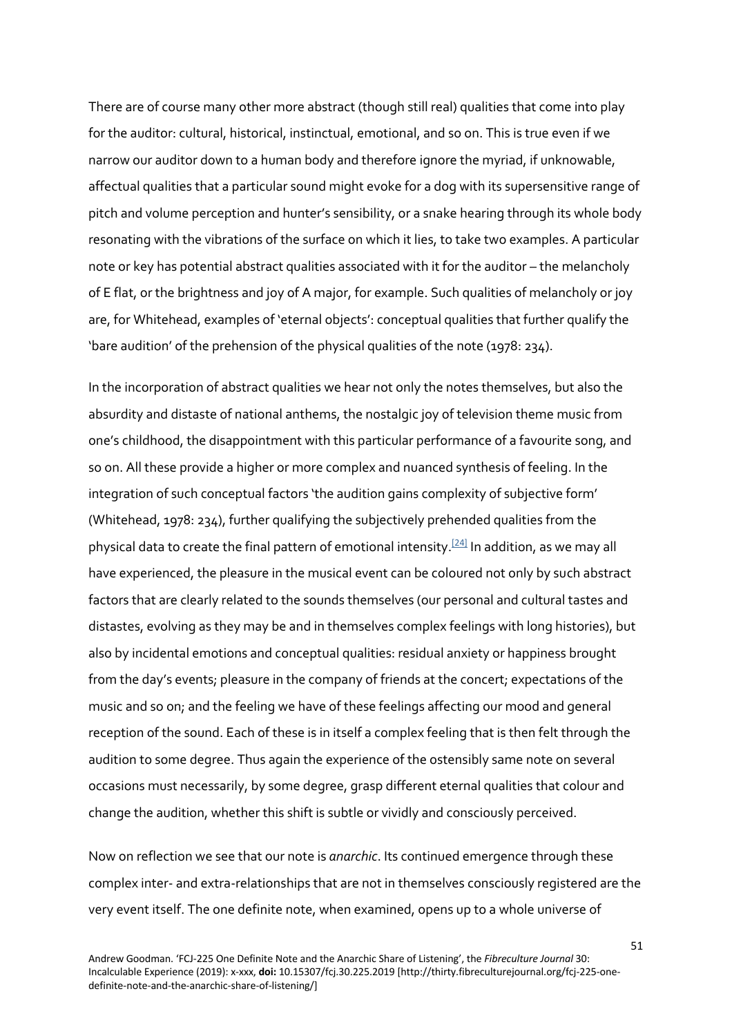There are of course many other more abstract (though still real) qualities that come into play for the auditor: cultural, historical, instinctual, emotional, and so on. This is true even if we narrow our auditor down to a human body and therefore ignore the myriad, if unknowable, affectual qualities that a particular sound might evoke for a dog with its supersensitive range of pitch and volume perception and hunter's sensibility, or a snake hearing through its whole body resonating with the vibrations of the surface on which it lies, to take two examples. A particular note or key has potential abstract qualities associated with it for the auditor – the melancholy of E flat, or the brightness and joy of A major, for example. Such qualities of melancholy or joy are, for Whitehead, examples of 'eternal objects': conceptual qualities that further qualify the 'bare audition' of the prehension of the physical qualities of the note (1978: 234).

In the incorporation of abstract qualities we hear not only the notes themselves, but also the absurdity and distaste of national anthems, the nostalgic joy of television theme music from one's childhood, the disappointment with this particular performance of a favourite song, and so on. All these provide a higher or more complex and nuanced synthesis of feeling. In the integration of such conceptual factors 'the audition gains complexity of subjective form' (Whitehead, 1978: 234), further qualifying the subjectively prehended qualities from the physical data to create the final pattern of emotional intensity.[24] In addition, as we may all have experienced, the pleasure in the musical event can be coloured not only by such abstract factors that are clearly related to the sounds themselves (our personal and cultural tastes and distastes, evolving as they may be and in themselves complex feelings with long histories), but also by incidental emotions and conceptual qualities: residual anxiety or happiness brought from the day's events; pleasure in the company of friends at the concert; expectations of the music and so on; and the feeling we have of these feelings affecting our mood and general reception of the sound. Each of these is in itself a complex feeling that is then felt through the audition to some degree. Thus again the experience of the ostensibly same note on several occasions must necessarily, by some degree, grasp different eternal qualities that colour and change the audition, whether this shift is subtle or vividly and consciously perceived.

Now on reflection we see that our note is *anarchic*. Its continued emergence through these complex inter- and extra-relationships that are not in themselves consciously registered are the very event itself. The one definite note, when examined, opens up to a whole universe of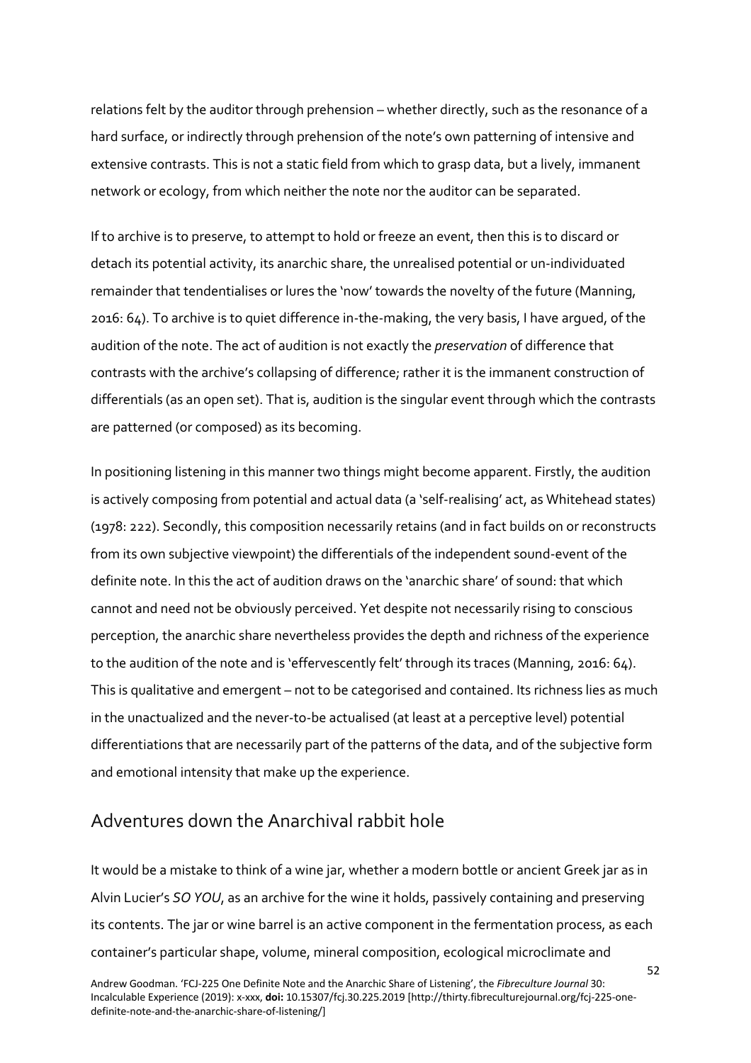relations felt by the auditor through prehension – whether directly, such as the resonance of a hard surface, or indirectly through prehension of the note's own patterning of intensive and extensive contrasts. This is not a static field from which to grasp data, but a lively, immanent network or ecology, from which neither the note nor the auditor can be separated.

If to archive is to preserve, to attempt to hold or freeze an event, then this is to discard or detach its potential activity, its anarchic share, the unrealised potential or un-individuated remainder that tendentialises or lures the 'now' towards the novelty of the future (Manning, 2016: 64). To archive is to quiet difference in-the-making, the very basis, I have argued, of the audition of the note. The act of audition is not exactly the *preservation* of difference that contrasts with the archive's collapsing of difference; rather it is the immanent construction of differentials (as an open set). That is, audition is the singular event through which the contrasts are patterned (or composed) as its becoming.

In positioning listening in this manner two things might become apparent. Firstly, the audition is actively composing from potential and actual data (a 'self-realising' act, as Whitehead states) (1978: 222). Secondly, this composition necessarily retains (and in fact builds on or reconstructs from its own subjective viewpoint) the differentials of the independent sound-event of the definite note. In this the act of audition draws on the 'anarchic share' of sound: that which cannot and need not be obviously perceived. Yet despite not necessarily rising to conscious perception, the anarchic share nevertheless provides the depth and richness of the experience to the audition of the note and is 'effervescently felt' through its traces (Manning, 2016: 64). This is qualitative and emergent – not to be categorised and contained. Its richness lies as much in the unactualized and the never-to-be actualised (at least at a perceptive level) potential differentiations that are necessarily part of the patterns of the data, and of the subjective form and emotional intensity that make up the experience.

## Adventures down the Anarchival rabbit hole

It would be a mistake to think of a wine jar, whether a modern bottle or ancient Greek jar as in Alvin Lucier's *SO YOU*, as an archive for the wine it holds, passively containing and preserving its contents. The jar or wine barrel is an active component in the fermentation process, as each container's particular shape, volume, mineral composition, ecological microclimate and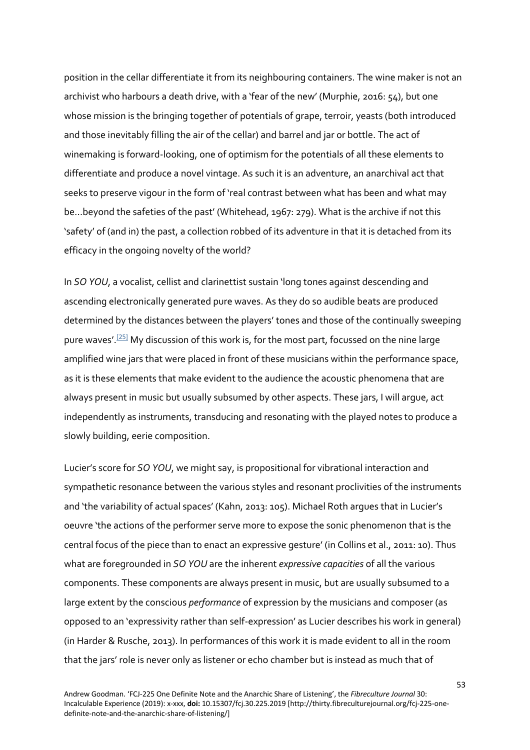position in the cellar differentiate it from its neighbouring containers. The wine maker is not an archivist who harbours a death drive, with a 'fear of the new' (Murphie, 2016: 54), but one whose mission is the bringing together of potentials of grape, terroir, yeasts (both introduced and those inevitably filling the air of the cellar) and barrel and jar or bottle. The act of winemaking is forward-looking, one of optimism for the potentials of all these elements to differentiate and produce a novel vintage. As such it is an adventure, an anarchival act that seeks to preserve vigour in the form of 'real contrast between what has been and what may be…beyond the safeties of the past' (Whitehead, 1967: 279). What is the archive if not this 'safety' of (and in) the past, a collection robbed of its adventure in that it is detached from its efficacy in the ongoing novelty of the world?

In *SO YOU*, a vocalist, cellist and clarinettist sustain 'long tones against descending and ascending electronically generated pure waves. As they do so audible beats are produced determined by the distances between the players' tones and those of the continually sweeping pure waves'.[25] My discussion of this work is, for the most part, focussed on the nine large amplified wine jars that were placed in front of these musicians within the performance space, as it is these elements that make evident to the audience the acoustic phenomena that are always present in music but usually subsumed by other aspects. These jars, I will argue, act independently as instruments, transducing and resonating with the played notes to produce a slowly building, eerie composition.

Lucier's score for *SO YOU*, we might say, is propositional for vibrational interaction and sympathetic resonance between the various styles and resonant proclivities of the instruments and 'the variability of actual spaces' (Kahn, 2013: 105). Michael Roth argues that in Lucier's oeuvre 'the actions of the performer serve more to expose the sonic phenomenon that is the central focus of the piece than to enact an expressive gesture' (in Collins et al., 2011: 10). Thus what are foregrounded in *SO YOU* are the inherent *expressive capacities* of all the various components. These components are always present in music, but are usually subsumed to a large extent by the conscious *performance* of expression by the musicians and composer (as opposed to an 'expressivity rather than self-expression' as Lucier describes his work in general) (in Harder & Rusche, 2013). In performances of this work it is made evident to all in the room that the jars' role is never only as listener or echo chamber but is instead as much that of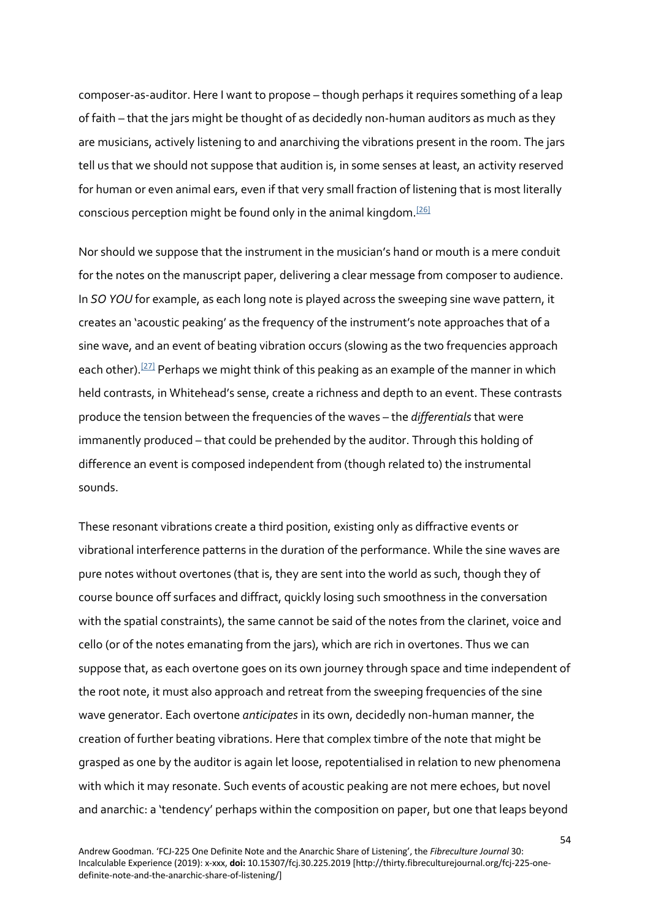composer-as-auditor. Here I want to propose – though perhaps it requires something of a leap of faith – that the jars might be thought of as decidedly non-human auditors as much as they are musicians, actively listening to and anarchiving the vibrations present in the room. The jars tell us that we should not suppose that audition is, in some senses at least, an activity reserved for human or even animal ears, even if that very small fraction of listening that is most literally conscious perception might be found only in the animal kingdom.[26]

Nor should we suppose that the instrument in the musician's hand or mouth is a mere conduit for the notes on the manuscript paper, delivering a clear message from composer to audience. In *SO YOU* for example, as each long note is played across the sweeping sine wave pattern, it creates an 'acoustic peaking' as the frequency of the instrument's note approaches that of a sine wave, and an event of beating vibration occurs (slowing as the two frequencies approach each other).[27] Perhaps we might think of this peaking as an example of the manner in which held contrasts, in Whitehead's sense, create a richness and depth to an event. These contrasts produce the tension between the frequencies of the waves – the *differentials* that were immanently produced – that could be prehended by the auditor. Through this holding of difference an event is composed independent from (though related to) the instrumental sounds.

These resonant vibrations create a third position, existing only as diffractive events or vibrational interference patterns in the duration of the performance. While the sine waves are pure notes without overtones (that is, they are sent into the world as such, though they of course bounce off surfaces and diffract, quickly losing such smoothness in the conversation with the spatial constraints), the same cannot be said of the notes from the clarinet, voice and cello (or of the notes emanating from the jars), which are rich in overtones. Thus we can suppose that, as each overtone goes on its own journey through space and time independent of the root note, it must also approach and retreat from the sweeping frequencies of the sine wave generator. Each overtone *anticipates* in its own, decidedly non-human manner, the creation of further beating vibrations. Here that complex timbre of the note that might be grasped as one by the auditor is again let loose, repotentialised in relation to new phenomena with which it may resonate. Such events of acoustic peaking are not mere echoes, but novel and anarchic: a 'tendency' perhaps within the composition on paper, but one that leaps beyond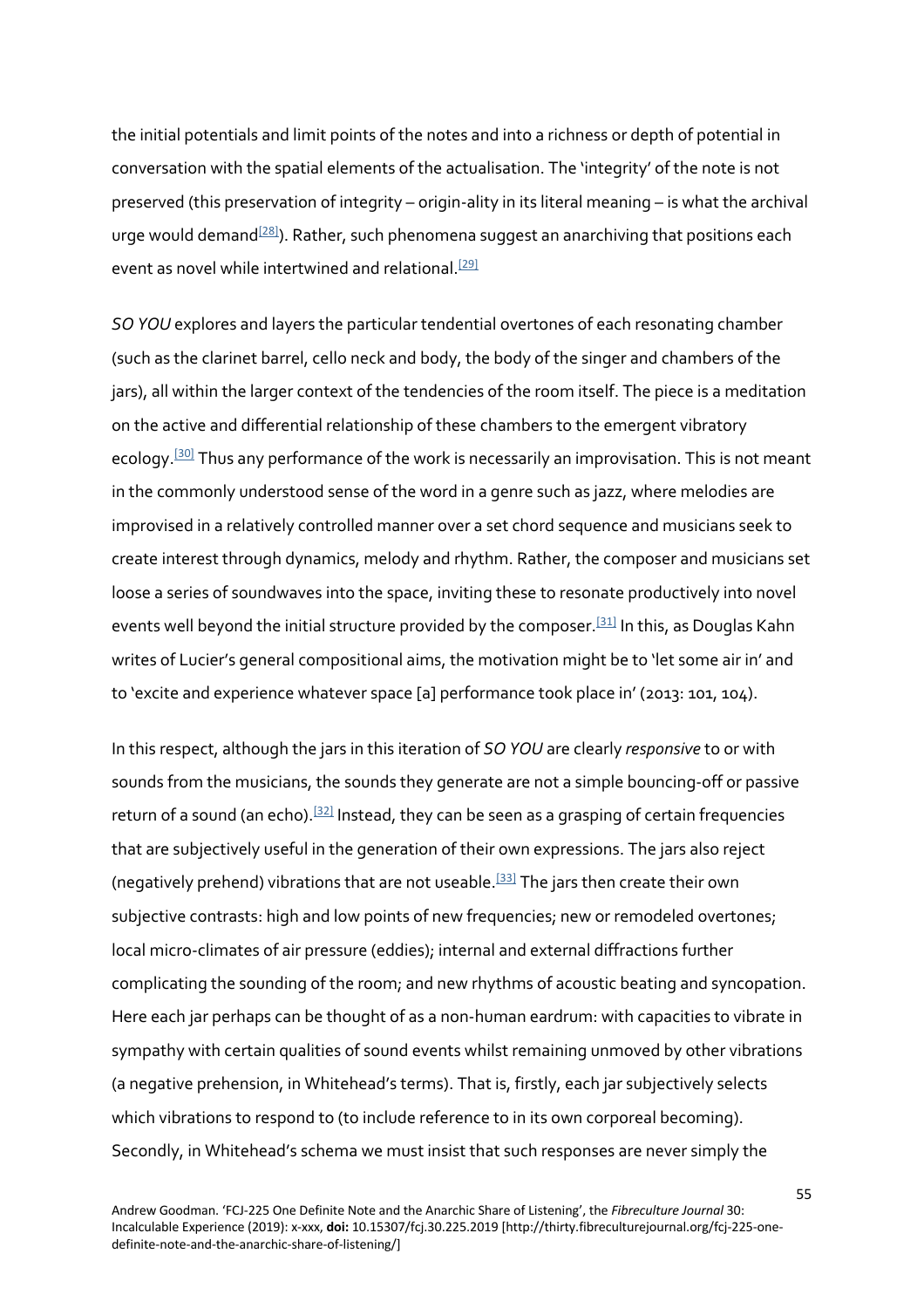the initial potentials and limit points of the notes and into a richness or depth of potential in conversation with the spatial elements of the actualisation. The 'integrity' of the note is not preserved (this preservation of integrity – origin-ality in its literal meaning – is what the archival urge would demand[28]). Rather, such phenomena suggest an anarchiving that positions each event as novel while intertwined and relational.[29]

*SO YOU* explores and layers the particular tendential overtones of each resonating chamber (such as the clarinet barrel, cello neck and body, the body of the singer and chambers of the jars), all within the larger context of the tendencies of the room itself. The piece is a meditation on the active and differential relationship of these chambers to the emergent vibratory ecology.[30] Thus any performance of the work is necessarily an improvisation. This is not meant in the commonly understood sense of the word in a genre such as jazz, where melodies are improvised in a relatively controlled manner over a set chord sequence and musicians seek to create interest through dynamics, melody and rhythm. Rather, the composer and musicians set loose a series of soundwaves into the space, inviting these to resonate productively into novel events well beyond the initial structure provided by the composer.[31] In this, as Douglas Kahn writes of Lucier's general compositional aims, the motivation might be to 'let some air in' and to 'excite and experience whatever space [a] performance took place in' (2013: 101, 104).

In this respect, although the jars in this iteration of *SO YOU* are clearly *responsive* to or with sounds from the musicians, the sounds they generate are not a simple bouncing-off or passive return of a sound (an echo).[32] Instead, they can be seen as a grasping of certain frequencies that are subjectively useful in the generation of their own expressions. The jars also reject (negatively prehend) vibrations that are not useable.[33] The jars then create their own subjective contrasts: high and low points of new frequencies; new or remodeled overtones; local micro-climates of air pressure (eddies); internal and external diffractions further complicating the sounding of the room; and new rhythms of acoustic beating and syncopation. Here each jar perhaps can be thought of as a non-human eardrum: with capacities to vibrate in sympathy with certain qualities of sound events whilst remaining unmoved by other vibrations (a negative prehension, in Whitehead's terms). That is, firstly, each jar subjectively selects which vibrations to respond to (to include reference to in its own corporeal becoming). Secondly, in Whitehead's schema we must insist that such responses are never simply the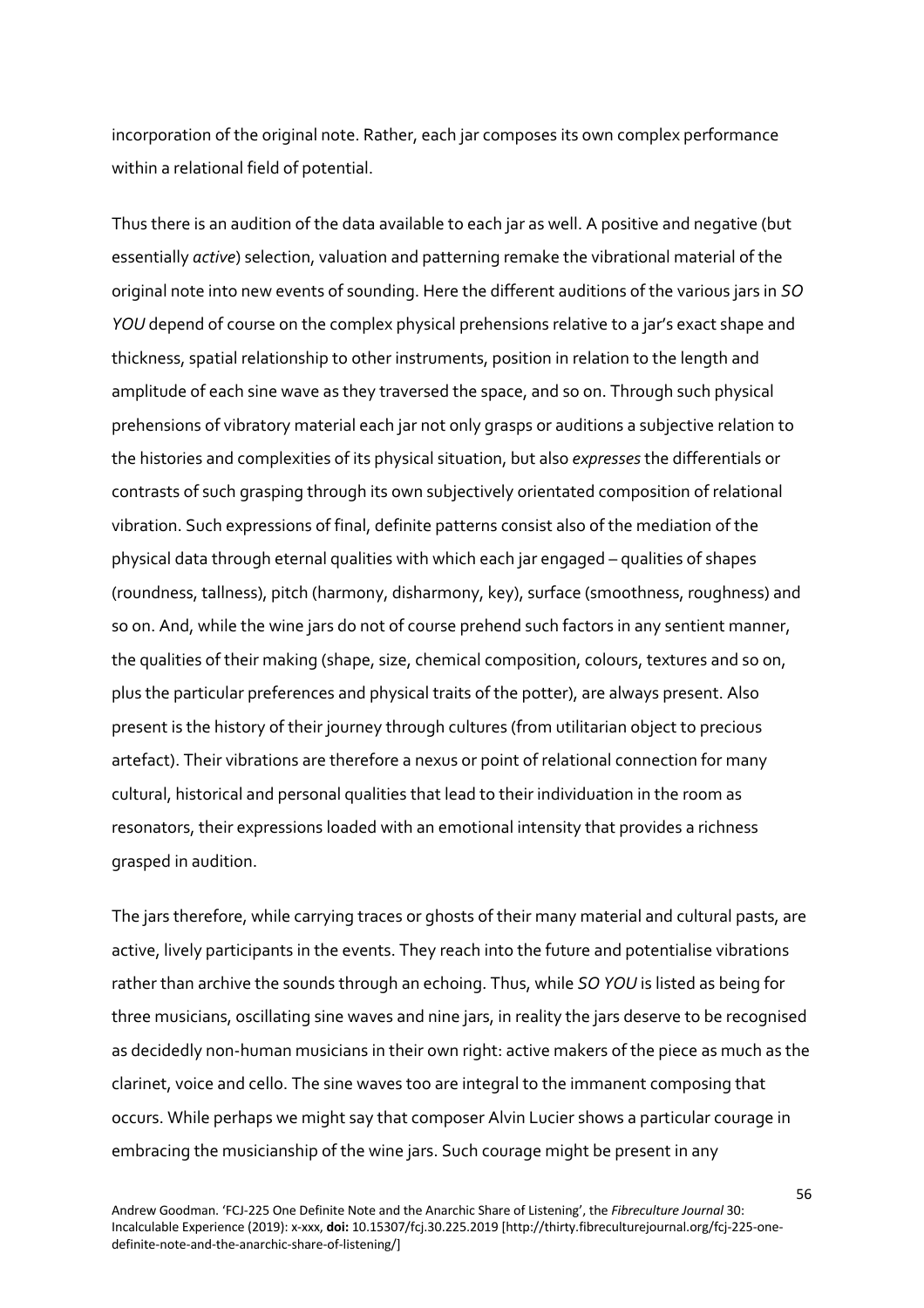incorporation of the original note. Rather, each jar composes its own complex performance within a relational field of potential.

Thus there is an audition of the data available to each jar as well. A positive and negative (but essentially *active*) selection, valuation and patterning remake the vibrational material of the original note into new events of sounding. Here the different auditions of the various jars in *SO YOU* depend of course on the complex physical prehensions relative to a jar's exact shape and thickness, spatial relationship to other instruments, position in relation to the length and amplitude of each sine wave as they traversed the space, and so on. Through such physical prehensions of vibratory material each jar not only grasps or auditions a subjective relation to the histories and complexities of its physical situation, but also *expresses* the differentials or contrasts of such grasping through its own subjectively orientated composition of relational vibration. Such expressions of final, definite patterns consist also of the mediation of the physical data through eternal qualities with which each jar engaged – qualities of shapes (roundness, tallness), pitch (harmony, disharmony, key), surface (smoothness, roughness) and so on. And, while the wine jars do not of course prehend such factors in any sentient manner, the qualities of their making (shape, size, chemical composition, colours, textures and so on, plus the particular preferences and physical traits of the potter), are always present. Also present is the history of their journey through cultures (from utilitarian object to precious artefact). Their vibrations are therefore a nexus or point of relational connection for many cultural, historical and personal qualities that lead to their individuation in the room as resonators, their expressions loaded with an emotional intensity that provides a richness grasped in audition.

The jars therefore, while carrying traces or ghosts of their many material and cultural pasts, are active, lively participants in the events. They reach into the future and potentialise vibrations rather than archive the sounds through an echoing. Thus, while *SO YOU* is listed as being for three musicians, oscillating sine waves and nine jars, in reality the jars deserve to be recognised as decidedly non-human musicians in their own right: active makers of the piece as much as the clarinet, voice and cello. The sine waves too are integral to the immanent composing that occurs. While perhaps we might say that composer Alvin Lucier shows a particular courage in embracing the musicianship of the wine jars. Such courage might be present in any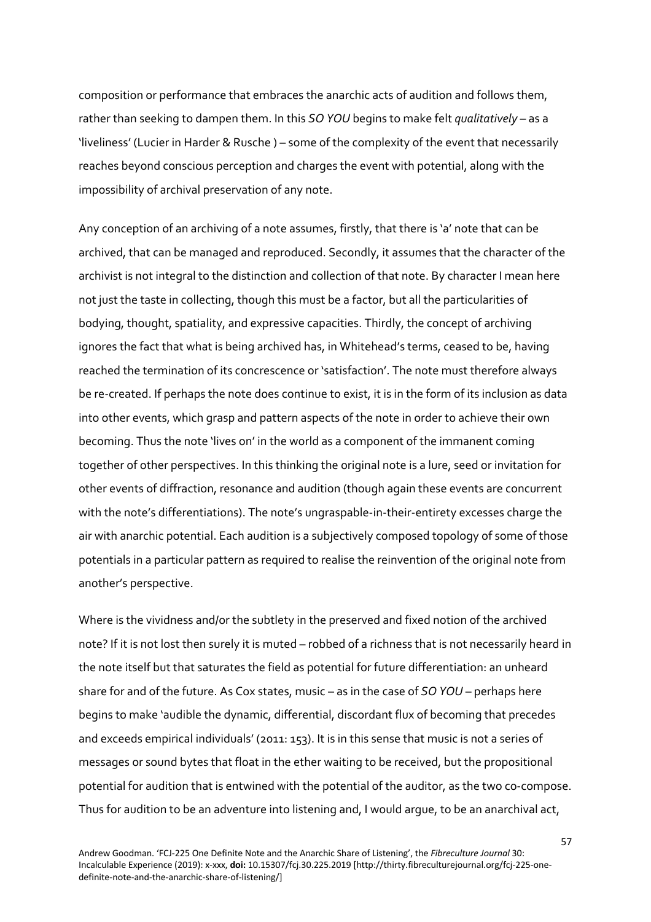composition or performance that embraces the anarchic acts of audition and follows them, rather than seeking to dampen them. In this *SO YOU* begins to make felt *qualitatively* – as a 'liveliness' (Lucier in Harder & Rusche ) – some of the complexity of the event that necessarily reaches beyond conscious perception and charges the event with potential, along with the impossibility of archival preservation of any note.

Any conception of an archiving of a note assumes, firstly, that there is 'a' note that can be archived, that can be managed and reproduced. Secondly, it assumes that the character of the archivist is not integral to the distinction and collection of that note. By character I mean here not just the taste in collecting, though this must be a factor, but all the particularities of bodying, thought, spatiality, and expressive capacities. Thirdly, the concept of archiving ignores the fact that what is being archived has, in Whitehead's terms, ceased to be, having reached the termination of its concrescence or 'satisfaction'. The note must therefore always be re-created. If perhaps the note does continue to exist, it is in the form of its inclusion as data into other events, which grasp and pattern aspects of the note in order to achieve their own becoming. Thus the note 'lives on' in the world as a component of the immanent coming together of other perspectives. In this thinking the original note is a lure, seed or invitation for other events of diffraction, resonance and audition (though again these events are concurrent with the note's differentiations). The note's ungraspable-in-their-entirety excesses charge the air with anarchic potential. Each audition is a subjectively composed topology of some of those potentials in a particular pattern as required to realise the reinvention of the original note from another's perspective.

Where is the vividness and/or the subtlety in the preserved and fixed notion of the archived note? If it is not lost then surely it is muted – robbed of a richness that is not necessarily heard in the note itself but that saturates the field as potential for future differentiation: an unheard share for and of the future. As Cox states, music – as in the case of *SO YOU* – perhaps here begins to make 'audible the dynamic, differential, discordant flux of becoming that precedes and exceeds empirical individuals' (2011: 153). It is in this sense that music is not a series of messages or sound bytes that float in the ether waiting to be received, but the propositional potential for audition that is entwined with the potential of the auditor, as the two co-compose. Thus for audition to be an adventure into listening and, I would argue, to be an anarchival act,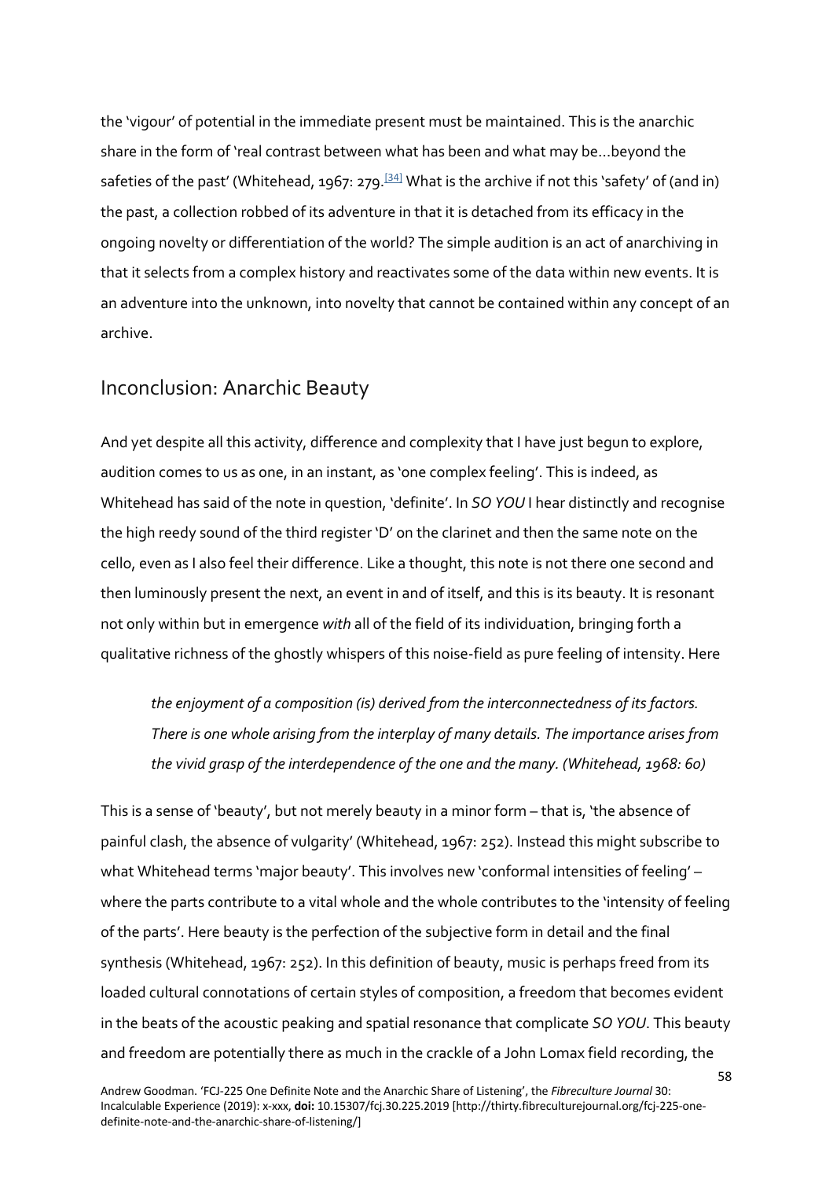the 'vigour' of potential in the immediate present must be maintained. This is the anarchic share in the form of 'real contrast between what has been and what may be…beyond the safeties of the past' (Whitehead, 1967: 279.[34] What is the archive if not this 'safety' of (and in) the past, a collection robbed of its adventure in that it is detached from its efficacy in the ongoing novelty or differentiation of the world? The simple audition is an act of anarchiving in that it selects from a complex history and reactivates some of the data within new events. It is an adventure into the unknown, into novelty that cannot be contained within any concept of an archive.

## Inconclusion: Anarchic Beauty

And yet despite all this activity, difference and complexity that I have just begun to explore, audition comes to us as one, in an instant, as 'one complex feeling'. This is indeed, as Whitehead has said of the note in question, 'definite'. In *SO YOU* I hear distinctly and recognise the high reedy sound of the third register 'D' on the clarinet and then the same note on the cello, even as I also feel their difference. Like a thought, this note is not there one second and then luminously present the next, an event in and of itself, and this is its beauty. It is resonant not only within but in emergence *with* all of the field of its individuation, bringing forth a qualitative richness of the ghostly whispers of this noise-field as pure feeling of intensity. Here

> *the enjoyment of a composition (is) derived from the interconnectedness of its factors. There is one whole arising from the interplay of many details. The importance arises from the vivid grasp of the interdependence of the one and the many. (Whitehead, 1968: 60)*

This is a sense of 'beauty', but not merely beauty in a minor form – that is, 'the absence of painful clash, the absence of vulgarity' (Whitehead, 1967: 252). Instead this might subscribe to what Whitehead terms 'major beauty'. This involves new 'conformal intensities of feeling' – where the parts contribute to a vital whole and the whole contributes to the 'intensity of feeling of the parts'. Here beauty is the perfection of the subjective form in detail and the final synthesis (Whitehead, 1967: 252). In this definition of beauty, music is perhaps freed from its loaded cultural connotations of certain styles of composition, a freedom that becomes evident in the beats of the acoustic peaking and spatial resonance that complicate *SO YOU*. This beauty and freedom are potentially there as much in the crackle of a John Lomax field recording, the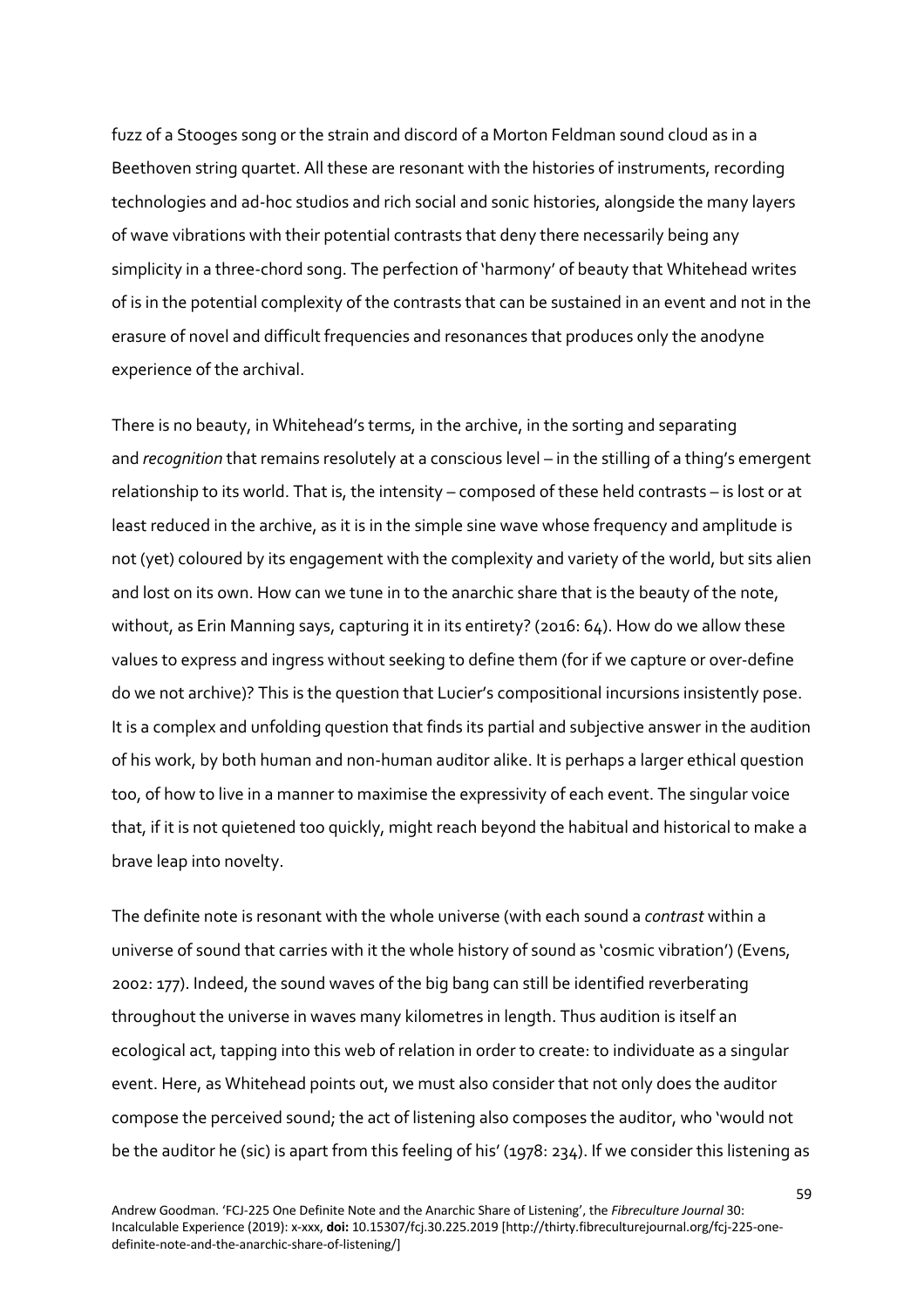fuzz of a Stooges song or the strain and discord of a Morton Feldman sound cloud as in a Beethoven string quartet. All these are resonant with the histories of instruments, recording technologies and ad-hoc studios and rich social and sonic histories, alongside the many layers of wave vibrations with their potential contrasts that deny there necessarily being any simplicity in a three-chord song. The perfection of 'harmony' of beauty that Whitehead writes of is in the potential complexity of the contrasts that can be sustained in an event and not in the erasure of novel and difficult frequencies and resonances that produces only the anodyne experience of the archival.

There is no beauty, in Whitehead's terms, in the archive, in the sorting and separating and *recognition* that remains resolutely at a conscious level – in the stilling of a thing's emergent relationship to its world. That is, the intensity – composed of these held contrasts – is lost or at least reduced in the archive, as it is in the simple sine wave whose frequency and amplitude is not (yet) coloured by its engagement with the complexity and variety of the world, but sits alien and lost on its own. How can we tune in to the anarchic share that is the beauty of the note, without, as Erin Manning says, capturing it in its entirety? (2016: 64). How do we allow these values to express and ingress without seeking to define them (for if we capture or over-define do we not archive)? This is the question that Lucier's compositional incursions insistently pose. It is a complex and unfolding question that finds its partial and subjective answer in the audition of his work, by both human and non-human auditor alike. It is perhaps a larger ethical question too, of how to live in a manner to maximise the expressivity of each event. The singular voice that, if it is not quietened too quickly, might reach beyond the habitual and historical to make a brave leap into novelty.

The definite note is resonant with the whole universe (with each sound a *contrast* within a universe of sound that carries with it the whole history of sound as 'cosmic vibration') (Evens, 2002: 177). Indeed, the sound waves of the big bang can still be identified reverberating throughout the universe in waves many kilometres in length. Thus audition is itself an ecological act, tapping into this web of relation in order to create: to individuate as a singular event. Here, as Whitehead points out, we must also consider that not only does the auditor compose the perceived sound; the act of listening also composes the auditor, who 'would not be the auditor he (sic) is apart from this feeling of his' (1978: 234). If we consider this listening as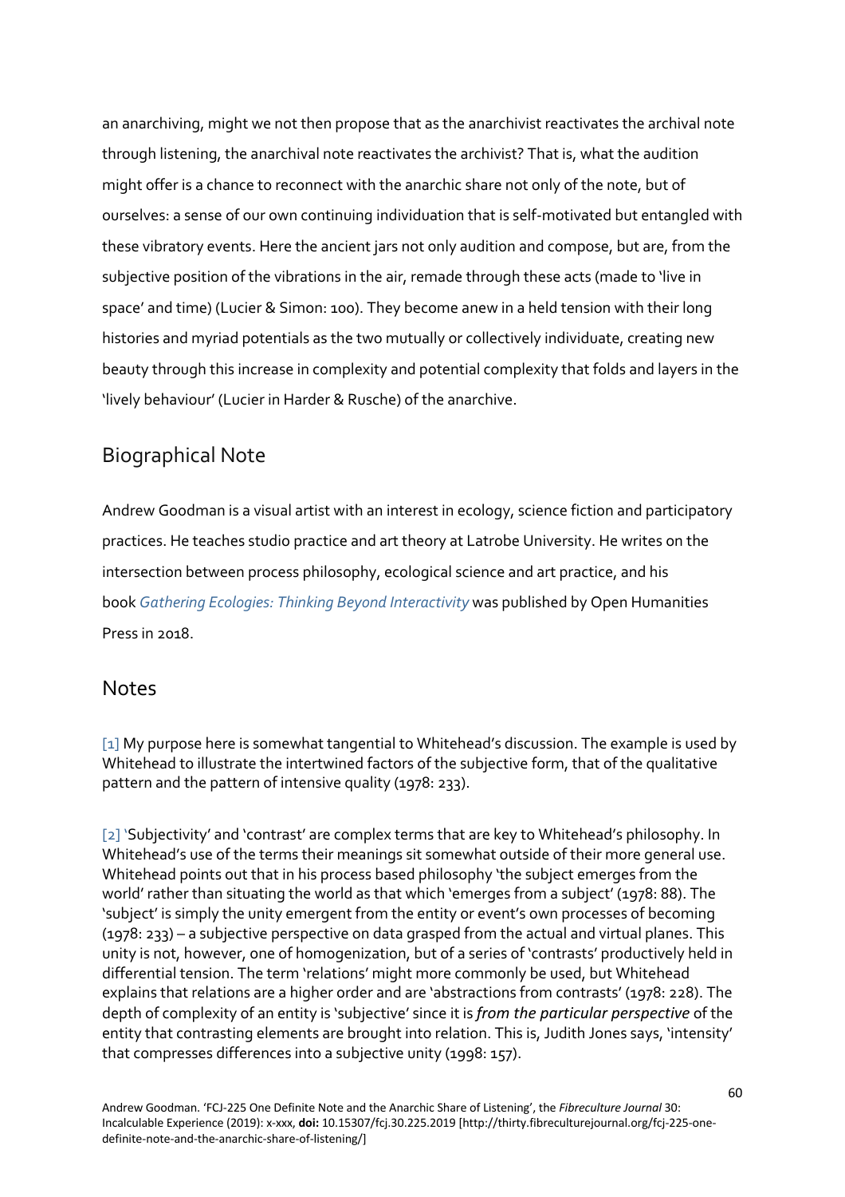an anarchiving, might we not then propose that as the anarchivist reactivates the archival note through listening, the anarchival note reactivates the archivist? That is, what the audition might offer is a chance to reconnect with the anarchic share not only of the note, but of ourselves: a sense of our own continuing individuation that is self-motivated but entangled with these vibratory events. Here the ancient jars not only audition and compose, but are, from the subjective position of the vibrations in the air, remade through these acts (made to 'live in space' and time) (Lucier & Simon: 100). They become anew in a held tension with their long histories and myriad potentials as the two mutually or collectively individuate, creating new beauty through this increase in complexity and potential complexity that folds and layers in the 'lively behaviour' (Lucier in Harder & Rusche) of the anarchive.

## Biographical Note

Andrew Goodman is a visual artist with an interest in ecology, science fiction and participatory practices. He teaches studio practice and art theory at Latrobe University. He writes on the intersection between process philosophy, ecological science and art practice, and his book *Gathering Ecologies: Thinking Beyond Interactivity* was published by Open Humanities Press in 2018.

## Notes

[1] My purpose here is somewhat tangential to Whitehead's discussion. The example is used by Whitehead to illustrate the intertwined factors of the subjective form, that of the qualitative pattern and the pattern of intensive quality (1978: 233).

[2] 'Subjectivity' and 'contrast' are complex terms that are key to Whitehead's philosophy. In Whitehead's use of the terms their meanings sit somewhat outside of their more general use. Whitehead points out that in his process based philosophy 'the subject emerges from the world' rather than situating the world as that which 'emerges from a subject' (1978: 88). The 'subject' is simply the unity emergent from the entity or event's own processes of becoming (1978: 233) – a subjective perspective on data grasped from the actual and virtual planes. This unity is not, however, one of homogenization, but of a series of 'contrasts' productively held in differential tension. The term 'relations' might more commonly be used, but Whitehead explains that relations are a higher order and are 'abstractions from contrasts' (1978: 228). The depth of complexity of an entity is 'subjective' since it is *from the particular perspective* of the entity that contrasting elements are brought into relation. This is, Judith Jones says, 'intensity' that compresses differences into a subjective unity (1998: 157).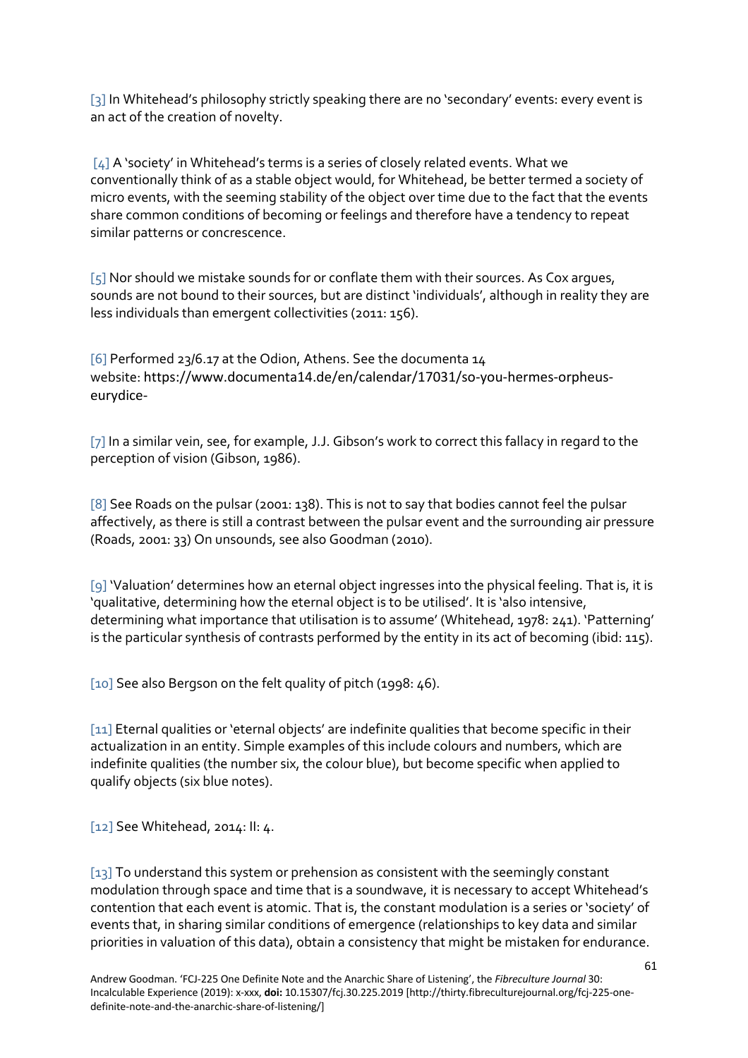[3] In Whitehead's philosophy strictly speaking there are no 'secondary' events: every event is an act of the creation of novelty.

[4] A 'society' in Whitehead's terms is a series of closely related events. What we conventionally think of as a stable object would, for Whitehead, be better termed a society of micro events, with the seeming stability of the object over time due to the fact that the events share common conditions of becoming or feelings and therefore have a tendency to repeat similar patterns or concrescence.

[5] Nor should we mistake sounds for or conflate them with their sources. As Cox argues, sounds are not bound to their sources, but are distinct 'individuals', although in reality they are less individuals than emergent collectivities (2011: 156).

[6] Performed 23/6.17 at the Odion, Athens. See the documenta 14 website: https://www.documenta14.de/en/calendar/17031/so-you-hermes-orpheus-eurydice-

[7] In a similar vein, see, for example, J.J. Gibson's work to correct this fallacy in regard to the perception of vision (Gibson, 1986).

[8] See Roads on the pulsar (2001: 138). This is not to say that bodies cannot feel the pulsar affectively, as there is still a contrast between the pulsar event and the surrounding air pressure (Roads, 2001: 33) On unsounds, see also Goodman (2010).

[9] 'Valuation' determines how an eternal object ingresses into the physical feeling. That is, it is 'qualitative, determining how the eternal object is to be utilised'. It is 'also intensive, determining what importance that utilisation is to assume' (Whitehead, 1978: 241). 'Patterning' is the particular synthesis of contrasts performed by the entity in its act of becoming (ibid: 115).

[10] See also Bergson on the felt quality of pitch (1998: 46).

[11] Eternal qualities or 'eternal objects' are indefinite qualities that become specific in their actualization in an entity. Simple examples of this include colours and numbers, which are indefinite qualities (the number six, the colour blue), but become specific when applied to qualify objects (six blue notes).

[12] See Whitehead, 2014: II: 4.

[13] To understand this system or prehension as consistent with the seemingly constant modulation through space and time that is a soundwave, it is necessary to accept Whitehead's contention that each event is atomic. That is, the constant modulation is a series or 'society' of events that, in sharing similar conditions of emergence (relationships to key data and similar priorities in valuation of this data), obtain a consistency that might be mistaken for endurance.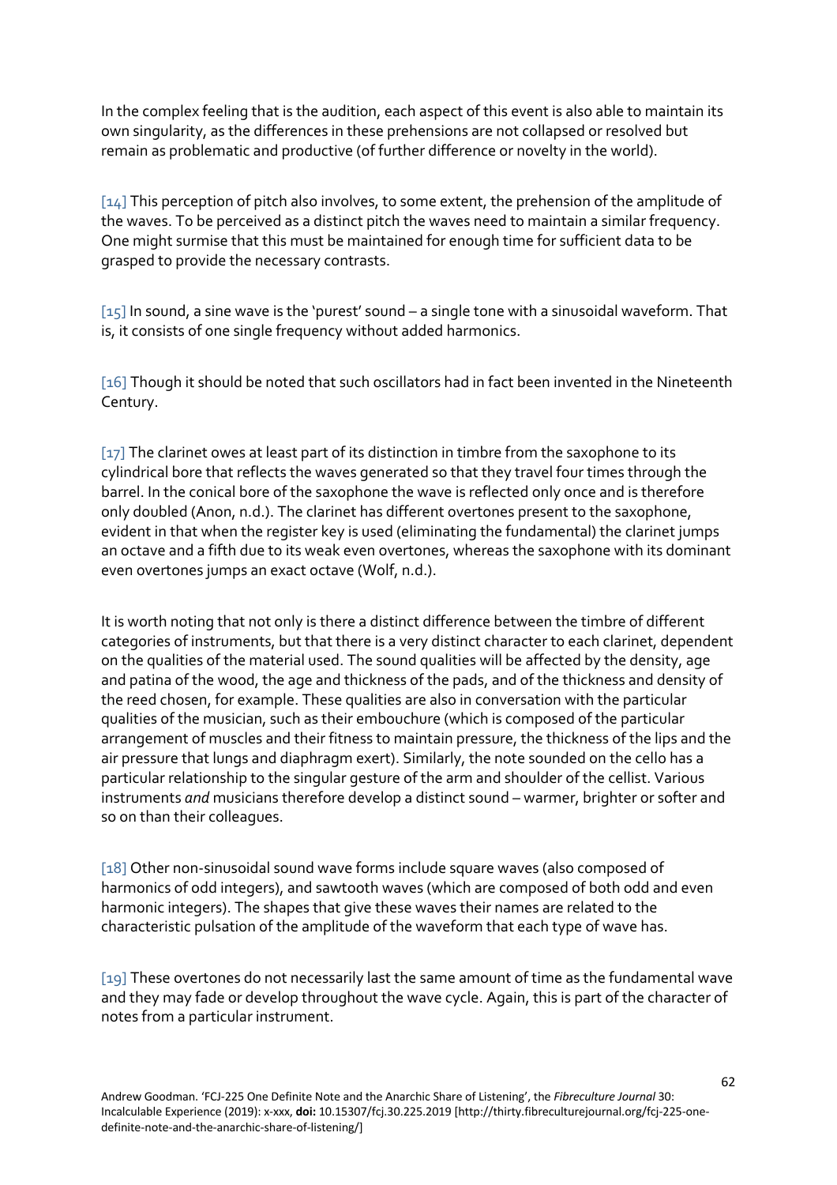In the complex feeling that is the audition, each aspect of this event is also able to maintain its own singularity, as the differences in these prehensions are not collapsed or resolved but remain as problematic and productive (of further difference or novelty in the world).

[14] This perception of pitch also involves, to some extent, the prehension of the amplitude of the waves. To be perceived as a distinct pitch the waves need to maintain a similar frequency. One might surmise that this must be maintained for enough time for sufficient data to be grasped to provide the necessary contrasts.

[15] In sound, a sine wave is the 'purest' sound – a single tone with a sinusoidal waveform. That is, it consists of one single frequency without added harmonics.

[16] Though it should be noted that such oscillators had in fact been invented in the Nineteenth Century.

[17] The clarinet owes at least part of its distinction in timbre from the saxophone to its cylindrical bore that reflects the waves generated so that they travel four times through the barrel. In the conical bore of the saxophone the wave is reflected only once and is therefore only doubled (Anon, n.d.). The clarinet has different overtones present to the saxophone, evident in that when the register key is used (eliminating the fundamental) the clarinet jumps an octave and a fifth due to its weak even overtones, whereas the saxophone with its dominant even overtones jumps an exact octave (Wolf, n.d.).

It is worth noting that not only is there a distinct difference between the timbre of different categories of instruments, but that there is a very distinct character to each clarinet, dependent on the qualities of the material used. The sound qualities will be affected by the density, age and patina of the wood, the age and thickness of the pads, and of the thickness and density of the reed chosen, for example. These qualities are also in conversation with the particular qualities of the musician, such as their embouchure (which is composed of the particular arrangement of muscles and their fitness to maintain pressure, the thickness of the lips and the air pressure that lungs and diaphragm exert). Similarly, the note sounded on the cello has a particular relationship to the singular gesture of the arm and shoulder of the cellist. Various instruments *and* musicians therefore develop a distinct sound – warmer, brighter or softer and so on than their colleagues.

[18] Other non-sinusoidal sound wave forms include square waves (also composed of harmonics of odd integers), and sawtooth waves (which are composed of both odd and even harmonic integers). The shapes that give these waves their names are related to the characteristic pulsation of the amplitude of the waveform that each type of wave has.

[19] These overtones do not necessarily last the same amount of time as the fundamental wave and they may fade or develop throughout the wave cycle. Again, this is part of the character of notes from a particular instrument.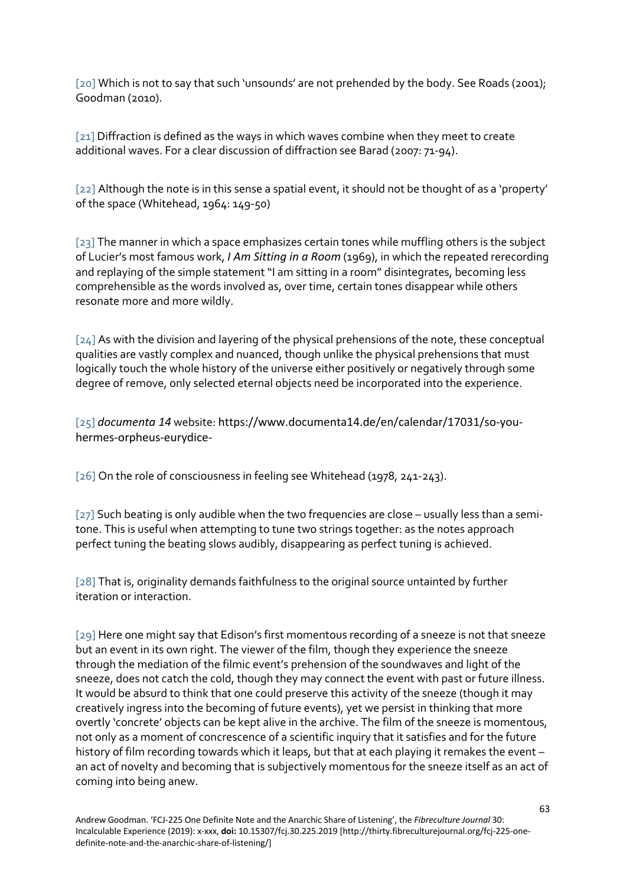[20] Which is not to say that such 'unsounds' are not prehended by the body. See Roads (2001); Goodman (2010).

[21] Diffraction is defined as the ways in which waves combine when they meet to create additional waves. For a clear discussion of diffraction see Barad (2007: 71-94).

[22] Although the note is in this sense a spatial event, it should not be thought of as a 'property' of the space (Whitehead, 1964: 149-50)

[23] The manner in which a space emphasizes certain tones while muffling others is the subject of Lucier's most famous work, *I Am Sitting in a Room* (1969), in which the repeated rerecording and replaying of the simple statement "I am sitting in a room" disintegrates, becoming less comprehensible as the words involved as, over time, certain tones disappear while others resonate more and more wildly.

[24] As with the division and layering of the physical prehensions of the note, these conceptual qualities are vastly complex and nuanced, though unlike the physical prehensions that must logically touch the whole history of the universe either positively or negatively through some degree of remove, only selected eternal objects need be incorporated into the experience.

[25] *documenta 14* website: https://www.documenta14.de/en/calendar/17031/so-you-hermes-orpheus-eurydice-

[26] On the role of consciousness in feeling see Whitehead (1978, 241-243).

[27] Such beating is only audible when the two frequencies are close – usually less than a semi-tone. This is useful when attempting to tune two strings together: as the notes approach perfect tuning the beating slows audibly, disappearing as perfect tuning is achieved.

[28] That is, originality demands faithfulness to the original source untainted by further iteration or interaction.

[29] Here one might say that Edison's first momentous recording of a sneeze is not that sneeze but an event in its own right. The viewer of the film, though they experience the sneeze through the mediation of the filmic event's prehension of the soundwaves and light of the sneeze, does not catch the cold, though they may connect the event with past or future illness. It would be absurd to think that one could preserve this activity of the sneeze (though it may creatively ingress into the becoming of future events), yet we persist in thinking that more overtly 'concrete' objects can be kept alive in the archive. The film of the sneeze is momentous, not only as a moment of concrescence of a scientific inquiry that it satisfies and for the future history of film recording towards which it leaps, but that at each playing it remakes the event – an act of novelty and becoming that is subjectively momentous for the sneeze itself as an act of coming into being anew.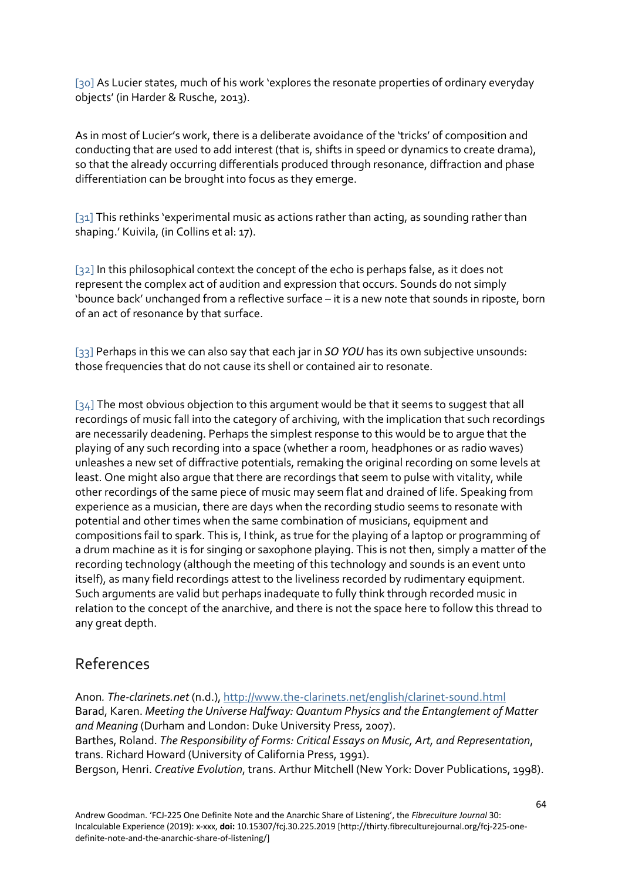[30] As Lucier states, much of his work 'explores the resonate properties of ordinary everyday objects' (in Harder & Rusche, 2013).

As in most of Lucier's work, there is a deliberate avoidance of the 'tricks' of composition and conducting that are used to add interest (that is, shifts in speed or dynamics to create drama), so that the already occurring differentials produced through resonance, diffraction and phase differentiation can be brought into focus as they emerge.

[31] This rethinks 'experimental music as actions rather than acting, as sounding rather than shaping.' Kuivila, (in Collins et al: 17).

[32] In this philosophical context the concept of the echo is perhaps false, as it does not represent the complex act of audition and expression that occurs. Sounds do not simply 'bounce back' unchanged from a reflective surface – it is a new note that sounds in riposte, born of an act of resonance by that surface.

[33] Perhaps in this we can also say that each jar in *SO YOU* has its own subjective unsounds: those frequencies that do not cause its shell or contained air to resonate.

[34] The most obvious objection to this argument would be that it seems to suggest that all recordings of music fall into the category of archiving, with the implication that such recordings are necessarily deadening. Perhaps the simplest response to this would be to argue that the playing of any such recording into a space (whether a room, headphones or as radio waves) unleashes a new set of diffractive potentials, remaking the original recording on some levels at least. One might also argue that there are recordings that seem to pulse with vitality, while other recordings of the same piece of music may seem flat and drained of life. Speaking from experience as a musician, there are days when the recording studio seems to resonate with potential and other times when the same combination of musicians, equipment and compositions fail to spark. This is, I think, as true for the playing of a laptop or programming of a drum machine as it is for singing or saxophone playing. This is not then, simply a matter of the recording technology (although the meeting of this technology and sounds is an event unto itself), as many field recordings attest to the liveliness recorded by rudimentary equipment. Such arguments are valid but perhaps inadequate to fully think through recorded music in relation to the concept of the anarchive, and there is not the space here to follow this thread to any great depth.

## References

Anon*. The-clarinets.net* (n.d.), http://www.the-clarinets.net/english/clarinet-sound.html
Barad, Karen. *Meeting the Universe Halfway: Quantum Physics and the Entanglement of Matter and Meaning* (Durham and London: Duke University Press, 2007).
Barthes, Roland. *The Responsibility of Forms: Critical Essays on Music, Art, and Representation*, trans. Richard Howard (University of California Press, 1991).
Bergson, Henri. *Creative Evolution*, trans. Arthur Mitchell (New York: Dover Publications, 1998).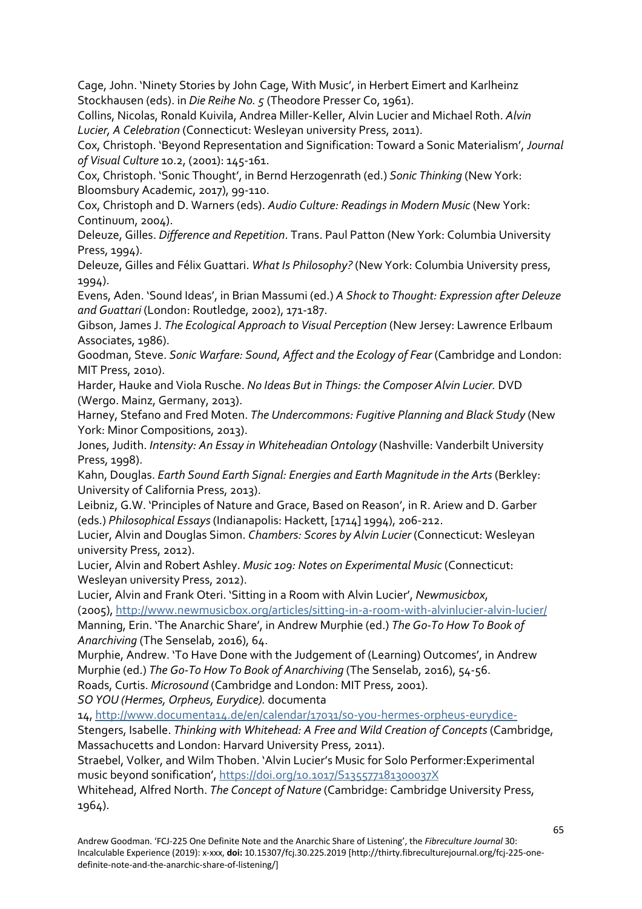Cage, John. 'Ninety Stories by John Cage, With Music', in Herbert Eimert and Karlheinz Stockhausen (eds). in *Die Reihe No. 5* (Theodore Presser Co, 1961).

Collins, Nicolas, Ronald Kuivila, Andrea Miller-Keller, Alvin Lucier and Michael Roth. *Alvin Lucier, A Celebration* (Connecticut: Wesleyan university Press, 2011).

Cox, Christoph. 'Beyond Representation and Signification: Toward a Sonic Materialism', *Journal of Visual Culture* 10.2, (2001): 145-161.

Cox, Christoph. 'Sonic Thought', in Bernd Herzogenrath (ed.) *Sonic Thinking* (New York: Bloomsbury Academic, 2017), 99-110.

Cox, Christoph and D. Warners (eds). *Audio Culture: Readings in Modern Music* (New York: Continuum, 2004).

Deleuze, Gilles. *Difference and Repetition*. Trans. Paul Patton (New York: Columbia University Press, 1994).

Deleuze, Gilles and Félix Guattari. *What Is Philosophy?* (New York: Columbia University press, 1994).

Evens, Aden. 'Sound Ideas', in Brian Massumi (ed.) *A Shock to Thought: Expression after Deleuze and Guattari* (London: Routledge, 2002), 171-187.

Gibson, James J. *The Ecological Approach to Visual Perception* (New Jersey: Lawrence Erlbaum Associates, 1986).

Goodman, Steve. *Sonic Warfare: Sound, Affect and the Ecology of Fear* (Cambridge and London: MIT Press, 2010).

Harder, Hauke and Viola Rusche. *No Ideas But in Things: the Composer Alvin Lucier.* DVD (Wergo. Mainz, Germany, 2013).

Harney, Stefano and Fred Moten. *The Undercommons: Fugitive Planning and Black Study* (New York: Minor Compositions, 2013).

Jones, Judith. *Intensity: An Essay in Whiteheadian Ontology* (Nashville: Vanderbilt University Press, 1998).

Kahn, Douglas. *Earth Sound Earth Signal: Energies and Earth Magnitude in the Arts* (Berkley: University of California Press, 2013).

Leibniz, G.W. 'Principles of Nature and Grace, Based on Reason', in R. Ariew and D. Garber (eds.) *Philosophical Essays* (Indianapolis: Hackett, [1714] 1994), 206-212.

Lucier, Alvin and Douglas Simon. *Chambers: Scores by Alvin Lucier* (Connecticut: Wesleyan university Press, 2012).

Lucier, Alvin and Robert Ashley. *Music 109: Notes on Experimental Music* (Connecticut: Wesleyan university Press, 2012).

Lucier, Alvin and Frank Oteri. 'Sitting in a Room with Alvin Lucier', *Newmusicbox*, (2005), http://www.newmusicbox.org/articles/sitting-in-a-room-with-alvinlucier-alvin-lucier/

Manning, Erin. 'The Anarchic Share', in Andrew Murphie (ed.) *The Go-To How To Book of Anarchiving* (The Senselab, 2016), 64.

Murphie, Andrew. 'To Have Done with the Judgement of (Learning) Outcomes', in Andrew Murphie (ed.) *The Go-To How To Book of Anarchiving* (The Senselab, 2016), 54-56.

Roads, Curtis. *Microsound* (Cambridge and London: MIT Press, 2001).

*SO YOU (Hermes, Orpheus, Eurydice).* documenta 14, http://www.documenta14.de/en/calendar/17031/so-you-hermes-orpheus-eurydice-

Stengers, Isabelle. *Thinking with Whitehead: A Free and Wild Creation of Concepts* (Cambridge, Massachucetts and London: Harvard University Press, 2011).

Straebel, Volker, and Wilm Thoben. 'Alvin Lucier's Music for Solo Performer:Experimental music beyond sonification', https://doi.org/10.1017/S135577181300037X

Whitehead, Alfred North. *The Concept of Nature* (Cambridge: Cambridge University Press, 1964).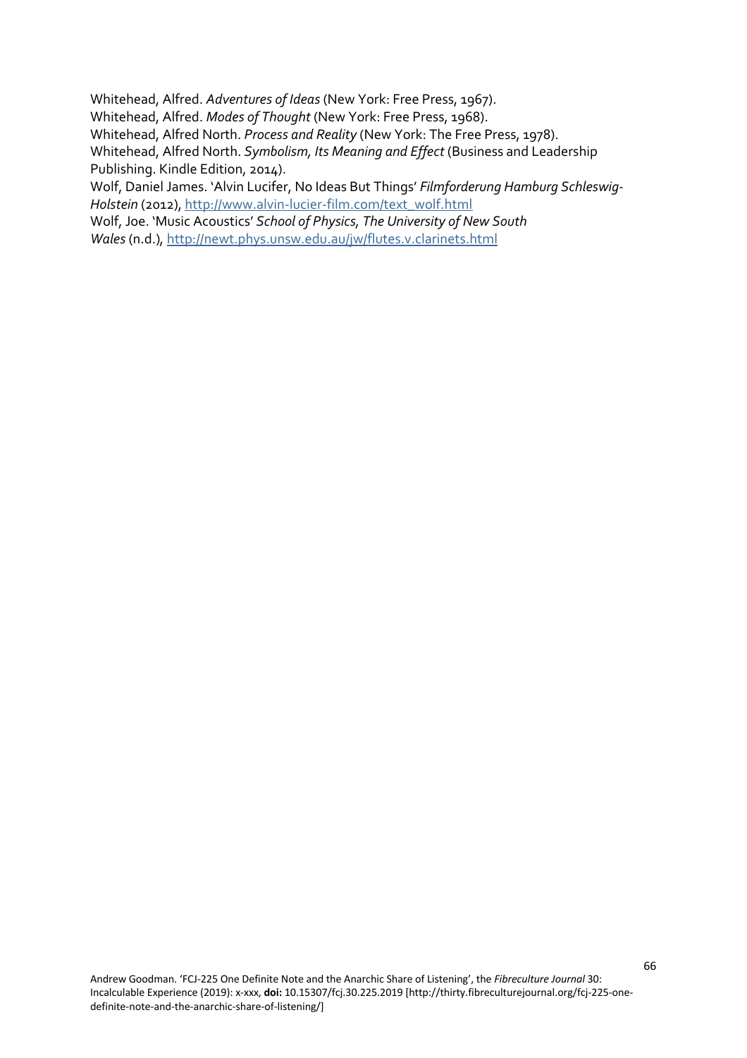Whitehead, Alfred. *Adventures of Ideas* (New York: Free Press, 1967).
Whitehead, Alfred. *Modes of Thought* (New York: Free Press, 1968).
Whitehead, Alfred North. *Process and Reality* (New York: The Free Press, 1978).
Whitehead, Alfred North. *Symbolism, Its Meaning and Effect* (Business and Leadership Publishing. Kindle Edition, 2014).
Wolf, Daniel James. 'Alvin Lucifer, No Ideas But Things' *Filmforderung Hamburg Schleswig-Holstein* (2012), http://www.alvin-lucier-film.com/text_wolf.html
Wolf, Joe. 'Music Acoustics' *School of Physics, The University of New South Wales* (n.d.), http://newt.phys.unsw.edu.au/jw/flutes.v.clarinets.html